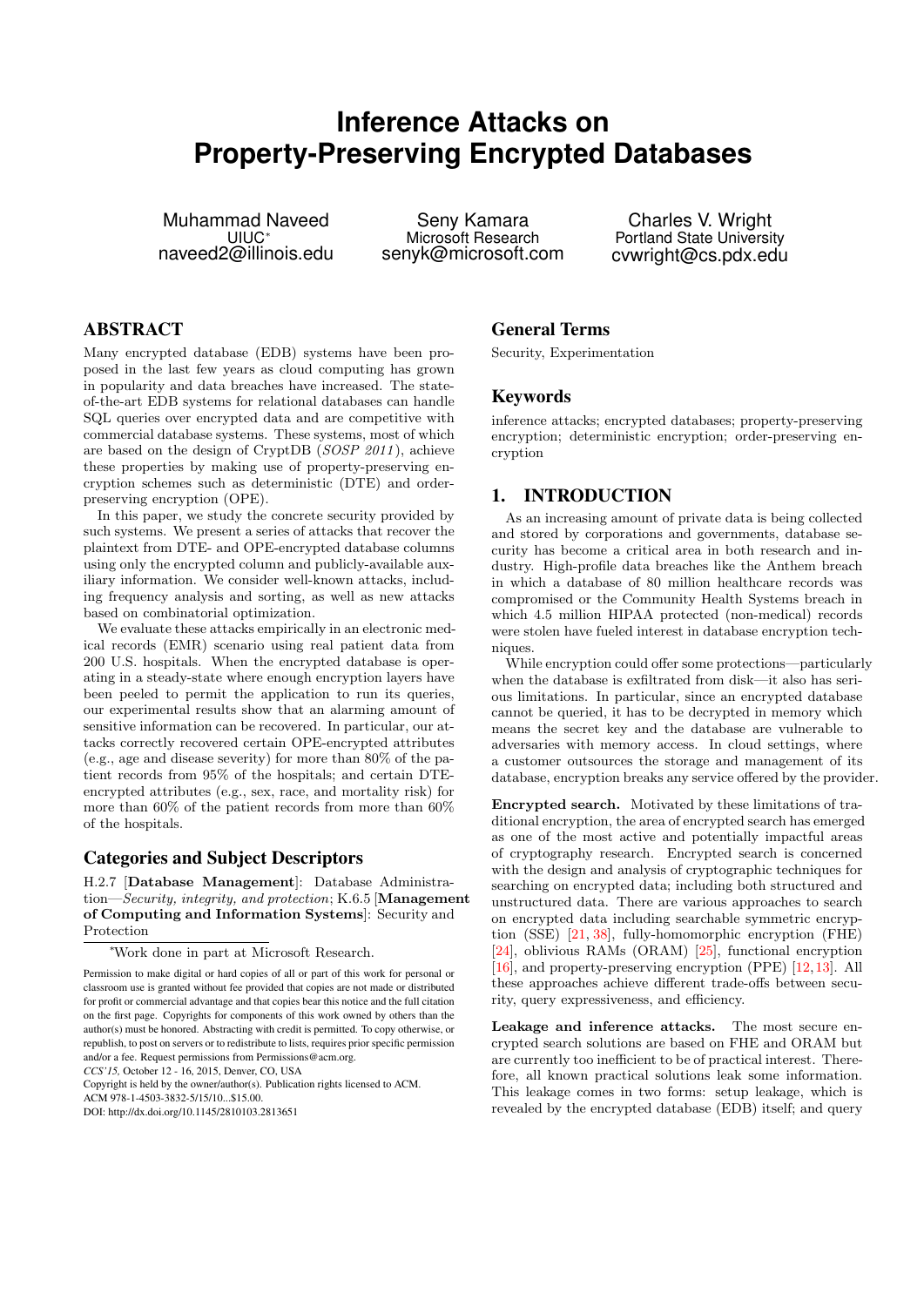# Inference Attacks on Property-Preserving Encrypted Databases

Muhammad Naveed
UIUC*
naveed2@illinois.edu

Seny Kamara
Microsoft Research
senyk@microsoft.com

Charles V. Wright
Portland State University
cvwright@cs.pdx.edu

## ABSTRACT

Many encrypted database (EDB) systems have been proposed in the last few years as cloud computing has grown in popularity and data breaches have increased. The state-of-the-art EDB systems for relational databases can handle SQL queries over encrypted data and are competitive with commercial database systems. These systems, most of which are based on the design of CryptDB (*SOSP 2011*), achieve these properties by making use of property-preserving encryption schemes such as deterministic (DTE) and order-preserving encryption (OPE).

In this paper, we study the concrete security provided by such systems. We present a series of attacks that recover the plaintext from DTE- and OPE-encrypted database columns using only the encrypted column and publicly-available auxiliary information. We consider well-known attacks, including frequency analysis and sorting, as well as new attacks based on combinatorial optimization.

We evaluate these attacks empirically in an electronic medical records (EMR) scenario using real patient data from 200 U.S. hospitals. When the encrypted database is operating in a steady-state where enough encryption layers have been peeled to permit the application to run its queries, our experimental results show that an alarming amount of sensitive information can be recovered. In particular, our attacks correctly recovered certain OPE-encrypted attributes (e.g., age and disease severity) for more than 80% of the patient records from 95% of the hospitals; and certain DTE-encrypted attributes (e.g., sex, race, and mortality risk) for more than 60% of the patient records from more than 60% of the hospitals.

## Categories and Subject Descriptors

H.2.7 [**Database Management**]: Database Administration—*Security, integrity, and protection*; K.6.5 [**Management of Computing and Information Systems**]: Security and Protection

*Work done in part at Microsoft Research.

Permission to make digital or hard copies of all or part of this work for personal or classroom use is granted without fee provided that copies are not made or distributed for profit or commercial advantage and that copies bear this notice and the full citation on the first page. Copyrights for components of this work owned by others than the author(s) must be honored. Abstracting with credit is permitted. To copy otherwise, or republish, to post on servers or to redistribute to lists, requires prior specific permission and/or a fee. Request permissions from Permissions@acm.org.
*CCS'15*, October 12 - 16, 2015, Denver, CO, USA
Copyright is held by the owner/author(s). Publication rights licensed to ACM.
ACM 978-1-4503-3832-5/15/10...$15.00.
DOI: http://dx.doi.org/10.1145/2810103.2813651

## General Terms

Security, Experimentation

## Keywords

inference attacks; encrypted databases; property-preserving encryption; deterministic encryption; order-preserving encryption

## 1. INTRODUCTION

As an increasing amount of private data is being collected and stored by corporations and governments, database security has become a critical area in both research and industry. High-profile data breaches like the Anthem breach in which a database of 80 million healthcare records was compromised or the Community Health Systems breach in which 4.5 million HIPAA protected (non-medical) records were stolen have fueled interest in database encryption techniques.

While encryption could offer some protections—particularly when the database is exfiltrated from disk—it also has serious limitations. In particular, since an encrypted database cannot be queried, it has to be decrypted in memory which means the secret key and the database are vulnerable to adversaries with memory access. In cloud settings, where a customer outsources the storage and management of its database, encryption breaks any service offered by the provider.

**Encrypted search.** Motivated by these limitations of traditional encryption, the area of encrypted search has emerged as one of the most active and potentially impactful areas of cryptography research. Encrypted search is concerned with the design and analysis of cryptographic techniques for searching on encrypted data; including both structured and unstructured data. There are various approaches to search on encrypted data including searchable symmetric encryption (SSE) [21, 38], fully-homomorphic encryption (FHE) [24], oblivious RAMs (ORAM) [25], functional encryption [16], and property-preserving encryption (PPE) [12,13]. All these approaches achieve different trade-offs between security, query expressiveness, and efficiency.

**Leakage and inference attacks.** The most secure encrypted search solutions are based on FHE and ORAM but are currently too inefficient to be of practical interest. Therefore, all known practical solutions leak some information. This leakage comes in two forms: setup leakage, which is revealed by the encrypted database (EDB) itself; and query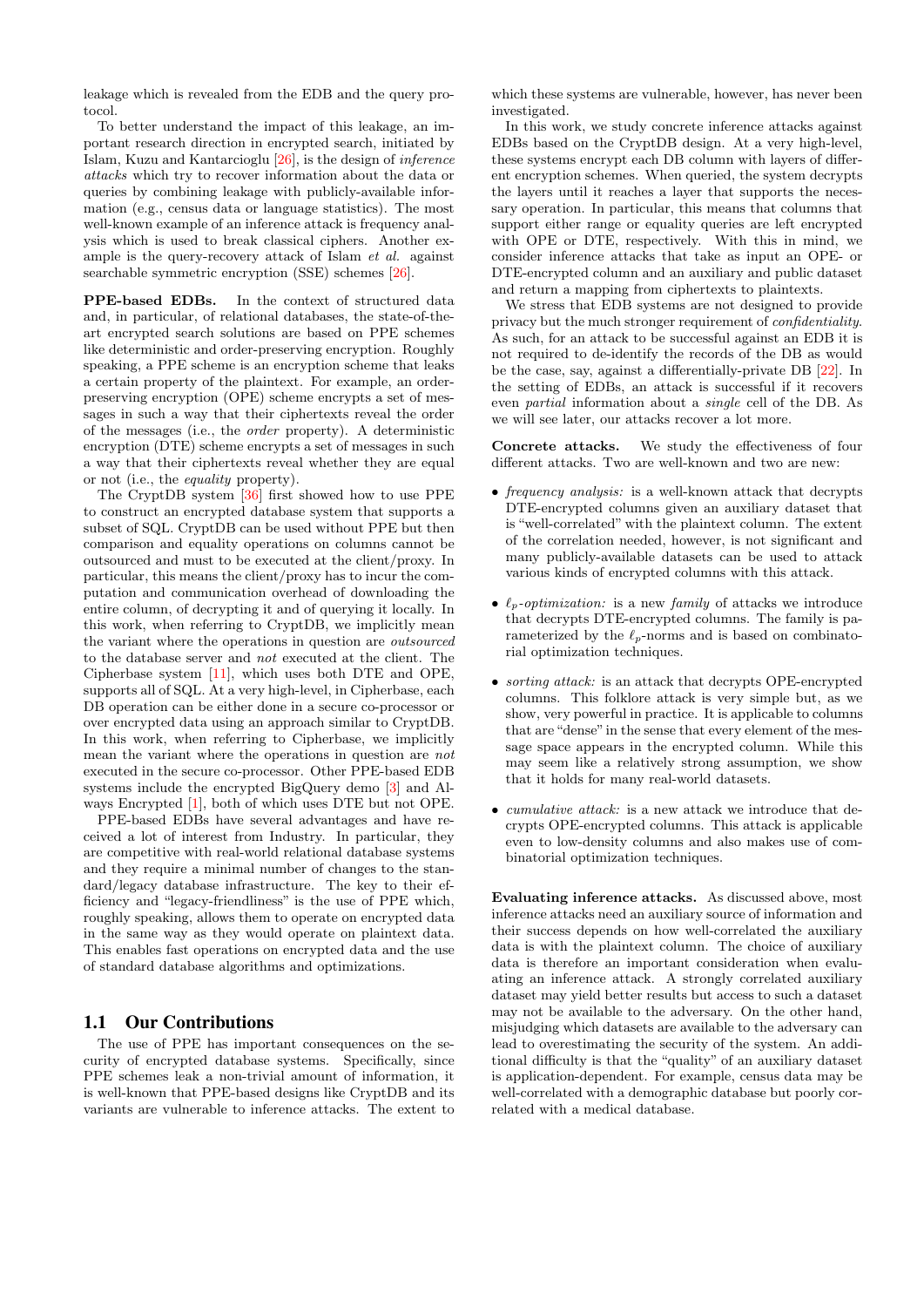leakage which is revealed from the EDB and the query protocol.

To better understand the impact of this leakage, an important research direction in encrypted search, initiated by Islam, Kuzu and Kantarcioglu [26], is the design of *inference attacks* which try to recover information about the data or queries by combining leakage with publicly-available information (e.g., census data or language statistics). The most well-known example of an inference attack is frequency analysis which is used to break classical ciphers. Another example is the query-recovery attack of Islam *et al.* against searchable symmetric encryption (SSE) schemes [26].

**PPE-based EDBs.** In the context of structured data and, in particular, of relational databases, the state-of-the-art encrypted search solutions are based on PPE schemes like deterministic and order-preserving encryption. Roughly speaking, a PPE scheme is an encryption scheme that leaks a certain property of the plaintext. For example, an order-preserving encryption (OPE) scheme encrypts a set of messages in such a way that their ciphertexts reveal the order of the messages (i.e., the *order* property). A deterministic encryption (DTE) scheme encrypts a set of messages in such a way that their ciphertexts reveal whether they are equal or not (i.e., the *equality* property).

The CryptDB system [36] first showed how to use PPE to construct an encrypted database system that supports a subset of SQL. CryptDB can be used without PPE but then comparison and equality operations on columns cannot be outsourced and must to be executed at the client/proxy. In particular, this means the client/proxy has to incur the computation and communication overhead of downloading the entire column, of decrypting it and of querying it locally. In this work, when referring to CryptDB, we implicitly mean the variant where the operations in question are *outsourced* to the database server and *not* executed at the client. The Cipherbase system [11], which uses both DTE and OPE, supports all of SQL. At a very high-level, in Cipherbase, each DB operation can be either done in a secure co-processor or over encrypted data using an approach similar to CryptDB. In this work, when referring to Cipherbase, we implicitly mean the variant where the operations in question are *not* executed in the secure co-processor. Other PPE-based EDB systems include the encrypted BigQuery demo [3] and Always Encrypted [1], both of which uses DTE but not OPE.

PPE-based EDBs have several advantages and have received a lot of interest from Industry. In particular, they are competitive with real-world relational database systems and they require a minimal number of changes to the standard/legacy database infrastructure. The key to their efficiency and "legacy-friendliness" is the use of PPE which, roughly speaking, allows them to operate on encrypted data in the same way as they would operate on plaintext data. This enables fast operations on encrypted data and the use of standard database algorithms and optimizations.

## 1.1 Our Contributions

The use of PPE has important consequences on the security of encrypted database systems. Specifically, since PPE schemes leak a non-trivial amount of information, it is well-known that PPE-based designs like CryptDB and its variants are vulnerable to inference attacks. The extent to which these systems are vulnerable, however, has never been investigated.

In this work, we study concrete inference attacks against EDBs based on the CryptDB design. At a very high-level, these systems encrypt each DB column with layers of different encryption schemes. When queried, the system decrypts the layers until it reaches a layer that supports the necessary operation. In particular, this means that columns that support either range or equality queries are left encrypted with OPE or DTE, respectively. With this in mind, we consider inference attacks that take as input an OPE- or DTE-encrypted column and an auxiliary and public dataset and return a mapping from ciphertexts to plaintexts.

We stress that EDB systems are not designed to provide privacy but the much stronger requirement of *confidentiality*. As such, for an attack to be successful against an EDB it is not required to de-identify the records of the DB as would be the case, say, against a differentially-private DB [22]. In the setting of EDBs, an attack is successful if it recovers even *partial* information about a *single* cell of the DB. As we will see later, our attacks recover a lot more.

**Concrete attacks.** We study the effectiveness of four different attacks. Two are well-known and two are new:

- *frequency analysis:* is a well-known attack that decrypts DTE-encrypted columns given an auxiliary dataset that is "well-correlated" with the plaintext column. The extent of the correlation needed, however, is not significant and many publicly-available datasets can be used to attack various kinds of encrypted columns with this attack.
- *$\ell_p$-optimization:* is a new *family* of attacks we introduce that decrypts DTE-encrypted columns. The family is parameterized by the $\ell_p$-norms and is based on combinatorial optimization techniques.
- *sorting attack:* is an attack that decrypts OPE-encrypted columns. This folklore attack is very simple but, as we show, very powerful in practice. It is applicable to columns that are "dense" in the sense that every element of the message space appears in the encrypted column. While this may seem like a relatively strong assumption, we show that it holds for many real-world datasets.
- *cumulative attack:* is a new attack we introduce that decrypts OPE-encrypted columns. This attack is applicable even to low-density columns and also makes use of combinatorial optimization techniques.

**Evaluating inference attacks.** As discussed above, most inference attacks need an auxiliary source of information and their success depends on how well-correlated the auxiliary data is with the plaintext column. The choice of auxiliary data is therefore an important consideration when evaluating an inference attack. A strongly correlated auxiliary dataset may yield better results but access to such a dataset may not be available to the adversary. On the other hand, misjudging which datasets are available to the adversary can lead to overestimating the security of the system. An additional difficulty is that the "quality" of an auxiliary dataset is application-dependent. For example, census data may be well-correlated with a demographic database but poorly correlated with a medical database.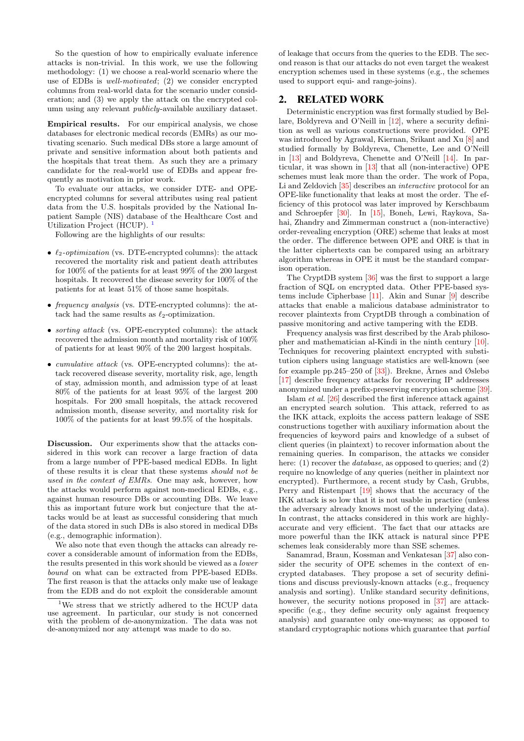So the question of how to empirically evaluate inference attacks is non-trivial. In this work, we use the following methodology: (1) we choose a real-world scenario where the use of EDBs is *well-motivated*; (2) we consider encrypted columns from real-world data for the scenario under consideration; and (3) we apply the attack on the encrypted column using any relevant *publicly*-available auxiliary dataset.

**Empirical results.** For our empirical analysis, we chose databases for electronic medical records (EMRs) as our motivating scenario. Such medical DBs store a large amount of private and sensitive information about both patients and the hospitals that treat them. As such they are a primary candidate for the real-world use of EDBs and appear frequently as motivation in prior work.

To evaluate our attacks, we consider DTE- and OPE-encrypted columns for several attributes using real patient data from the U.S. hospitals provided by the National Inpatient Sample (NIS) database of the Healthcare Cost and Utilization Project (HCUP). [1]

Following are the highlights of our results:

- *$\ell_2$-optimization* (vs. DTE-encrypted columns): the attack recovered the mortality risk and patient death attributes for 100% of the patients for at least 99% of the 200 largest hospitals. It recovered the disease severity for 100% of the patients for at least 51% of those same hospitals.
- *frequency analysis* (vs. DTE-encrypted columns): the attack had the same results as $\ell_2$-optimization.
- *sorting attack* (vs. OPE-encrypted columns): the attack recovered the admission month and mortality risk of 100% of patients for at least 90% of the 200 largest hospitals.
- *cumulative attack* (vs. OPE-encrypted columns): the attack recovered disease severity, mortality risk, age, length of stay, admission month, and admission type of at least 80% of the patients for at least 95% of the largest 200 hospitals. For 200 small hospitals, the attack recovered admission month, disease severity, and mortality risk for 100% of the patients for at least 99.5% of the hospitals.

**Discussion.** Our experiments show that the attacks considered in this work can recover a large fraction of data from a large number of PPE-based medical EDBs. In light of these results it is clear that these systems *should not be used in the context of EMRs*. One may ask, however, how the attacks would perform against non-medical EDBs, e.g., against human resource DBs or accounting DBs. We leave this as important future work but conjecture that the attacks would be at least as successful considering that much of the data stored in such DBs is also stored in medical DBs (e.g., demographic information).

We also note that even though the attacks can already recover a considerable amount of information from the EDBs, the results presented in this work should be viewed as a *lower bound* on what can be extracted from PPE-based EDBs. The first reason is that the attacks only make use of leakage from the EDB and do not exploit the considerable amount of leakage that occurs from the queries to the EDB. The second reason is that our attacks do not even target the weakest encryption schemes used in these systems (e.g., the schemes used to support equi- and range-joins).

[1] We stress that we strictly adhered to the HCUP data use agreement. In particular, our study is not concerned with the problem of de-anonymization. The data was not de-anonymized nor any attempt was made to do so.

## 2. RELATED WORK

Deterministic encryption was first formally studied by Bellare, Boldyreva and O'Neill in [12], where a security definition as well as various constructions were provided. OPE was introduced by Agrawal, Kiernan, Srikant and Xu [8] and studied formally by Boldyreva, Chenette, Lee and O'Neill in [13] and Boldyreva, Chenette and O'Neill [14]. In particular, it was shown in [13] that all (non-interactive) OPE schemes must leak more than the order. The work of Popa, Li and Zeldovich [35] describes an *interactive* protocol for an OPE-like functionality that leaks at most the order. The efficiency of this protocol was later improved by Kerschbaum and Schroepfer [30]. In [15], Boneh, Lewi, Raykova, Sahai, Zhandry and Zimmerman construct a (non-interactive) order-revealing encryption (ORE) scheme that leaks at most the order. The difference between OPE and ORE is that in the latter ciphertexts can be compared using an arbitrary algorithm whereas in OPE it must be the standard comparison operation.

The CryptDB system [36] was the first to support a large fraction of SQL on encrypted data. Other PPE-based systems include Cipherbase [11]. Akin and Sunar [9] describe attacks that enable a malicious database administrator to recover plaintexts from CryptDB through a combination of passive monitoring and active tampering with the EDB.

Frequency analysis was first described by the Arab philosopher and mathematician al-Kindi in the ninth century [10]. Techniques for recovering plaintext encrypted with substitution ciphers using language statistics are well-known (see for example pp.245–250 of [33]). Brekne, Årnes and Øslebø [17] describe frequency attacks for recovering IP addresses anonymized under a prefix-preserving encryption scheme [39].

Islam *et al.* [26] described the first inference attack against an encrypted search solution. This attack, referred to as the IKK attack, exploits the access pattern leakage of SSE constructions together with auxiliary information about the frequencies of keyword pairs and knowledge of a subset of client queries (in plaintext) to recover information about the remaining queries. In comparison, the attacks we consider here: (1) recover the *database*, as opposed to queries; and (2) require no knowledge of any queries (neither in plaintext nor encrypted). Furthermore, a recent study by Cash, Grubbs, Perry and Ristenpart [19] shows that the accuracy of the IKK attack is so low that it is not usable in practice (unless the adversary already knows most of the underlying data). In contrast, the attacks considered in this work are highly-accurate and very efficient. The fact that our attacks are more powerful than the IKK attack is natural since PPE schemes leak considerably more than SSE schemes.

Sanamrad, Braun, Kossman and Venkatesan [37] also consider the security of OPE schemes in the context of encrypted databases. They propose a set of security definitions and discuss previously-known attacks (e.g., frequency analysis and sorting). Unlike standard security definitions, however, the security notions proposed in [37] are attack-specific (e.g., they define security only against frequency analysis) and guarantee only one-wayness; as opposed to standard cryptographic notions which guarantee that *partial*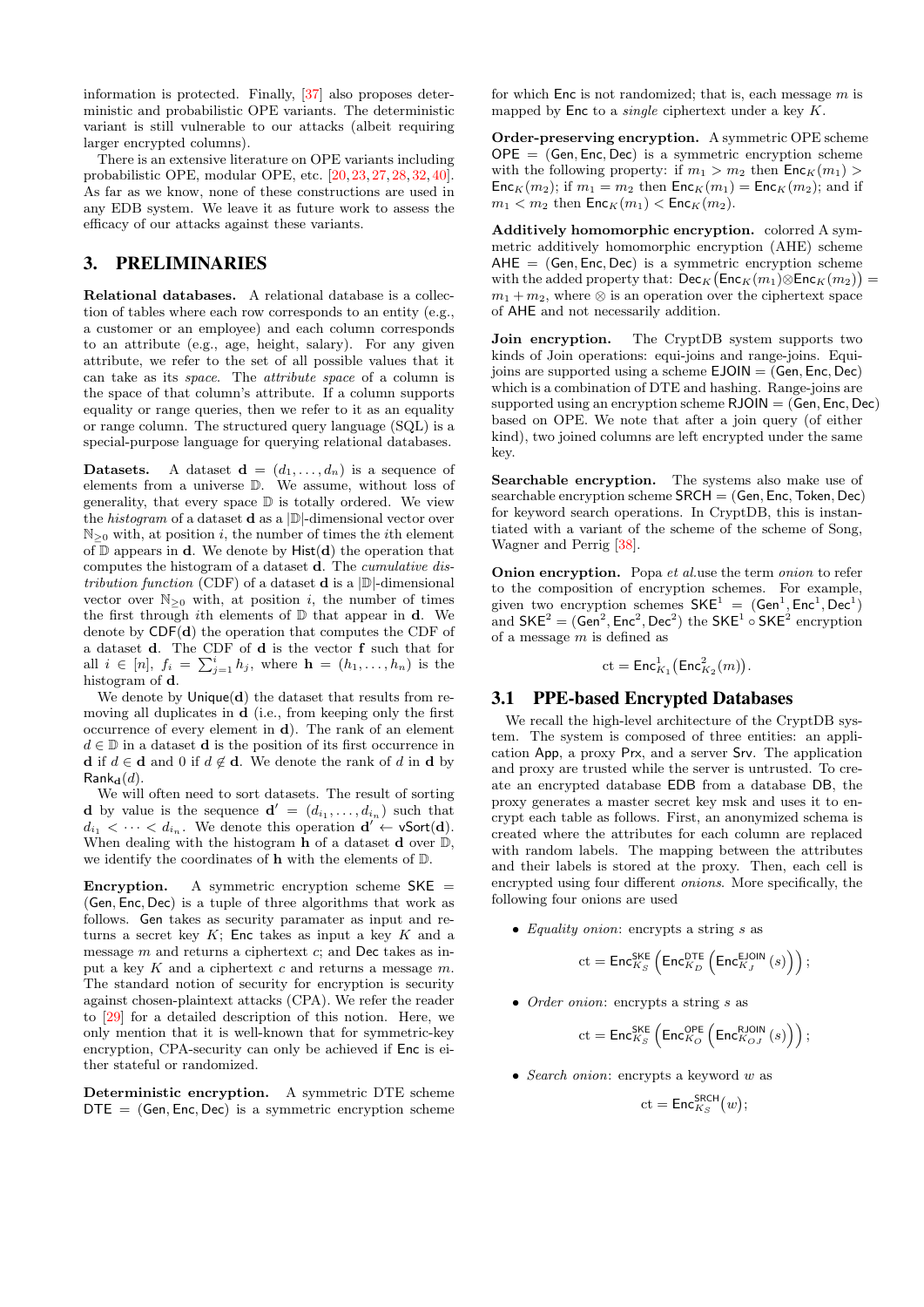information is protected. Finally, [37] also proposes deterministic and probabilistic OPE variants. The deterministic variant is still vulnerable to our attacks (albeit requiring larger encrypted columns).

There is an extensive literature on OPE variants including probabilistic OPE, modular OPE, etc. [20, 23, 27, 28, 32, 40]. As far as we know, none of these constructions are used in any EDB system. We leave it as future work to assess the efficacy of our attacks against these variants.

## 3. PRELIMINARIES

**Relational databases.** A relational database is a collection of tables where each row corresponds to an entity (e.g., a customer or an employee) and each column corresponds to an attribute (e.g., age, height, salary). For any given attribute, we refer to the set of all possible values that it can take as its *space*. The *attribute space* of a column is the space of that column's attribute. If a column supports equality or range queries, then we refer to it as an equality or range column. The structured query language (SQL) is a special-purpose language for querying relational databases.

**Datasets.** A dataset $\mathbf{d} = (d_1, \ldots, d_n)$ is a sequence of elements from a universe $\mathbb{D}$. We assume, without loss of generality, that every space $\mathbb{D}$ is totally ordered. We view the *histogram* of a dataset $\mathbf{d}$ as a $|\mathbb{D}|$-dimensional vector over $\mathbb{N}_{\geq 0}$ with, at position $i$, the number of times the $i$th element of $\mathbb{D}$ appears in $\mathbf{d}$. We denote by $\mathsf{Hist}(\mathbf{d})$ the operation that computes the histogram of a dataset $\mathbf{d}$. The *cumulative distribution function* (CDF) of a dataset $\mathbf{d}$ is a $|\mathbb{D}|$-dimensional vector over $\mathbb{N}_{\geq 0}$ with, at position $i$, the number of times the first through $i$th elements of $\mathbb{D}$ that appear in $\mathbf{d}$. We denote by $\mathsf{CDF}(\mathbf{d})$ the operation that computes the CDF of a dataset $\mathbf{d}$. The CDF of $\mathbf{d}$ is the vector $\mathbf{f}$ such that for all $i \in [n]$, $f_i = \sum_{j=1}^{i} h_j$, where $\mathbf{h} = (h_1, \ldots, h_n)$ is the histogram of $\mathbf{d}$.

We denote by $\mathsf{Unique}(\mathbf{d})$ the dataset that results from removing all duplicates in $\mathbf{d}$ (i.e., from keeping only the first occurrence of every element in $\mathbf{d}$). The rank of an element $d \in \mathbb{D}$ in a dataset $\mathbf{d}$ is the position of its first occurrence in $\mathbf{d}$ if $d \in \mathbf{d}$ and 0 if $d \notin \mathbf{d}$. We denote the rank of $d$ in $\mathbf{d}$ by $\mathsf{Rank}_{\mathbf{d}}(d)$.

We will often need to sort datasets. The result of sorting $\mathbf{d}$ by value is the sequence $\mathbf{d}' = (d_{i_1}, \ldots, d_{i_n})$ such that $d_{i_1} < \cdots < d_{i_n}$. We denote this operation $\mathbf{d}' \leftarrow \mathsf{vSort}(\mathbf{d})$. When dealing with the histogram $\mathbf{h}$ of a dataset $\mathbf{d}$ over $\mathbb{D}$, we identify the coordinates of $\mathbf{h}$ with the elements of $\mathbb{D}$.

**Encryption.** A symmetric encryption scheme $\mathsf{SKE} = (\mathsf{Gen}, \mathsf{Enc}, \mathsf{Dec})$ is a tuple of three algorithms that work as follows. $\mathsf{Gen}$ takes as security paramater as input and returns a secret key $K$; $\mathsf{Enc}$ takes as input a key $K$ and a message $m$ and returns a ciphertext $c$; and $\mathsf{Dec}$ takes as input a key $K$ and a ciphertext $c$ and returns a message $m$. The standard notion of security for encryption is security against chosen-plaintext attacks (CPA). We refer the reader to [29] for a detailed description of this notion. Here, we only mention that it is well-known that for symmetric-key encryption, CPA-security can only be achieved if $\mathsf{Enc}$ is either stateful or randomized.

**Deterministic encryption.** A symmetric DTE scheme $\mathsf{DTE} = (\mathsf{Gen}, \mathsf{Enc}, \mathsf{Dec})$ is a symmetric encryption scheme for which $\mathsf{Enc}$ is not randomized; that is, each message $m$ is mapped by $\mathsf{Enc}$ to a *single* ciphertext under a key $K$.

**Order-preserving encryption.** A symmetric OPE scheme $\mathsf{OPE} = (\mathsf{Gen}, \mathsf{Enc}, \mathsf{Dec})$ is a symmetric encryption scheme with the following property: if $m_1 > m_2$ then $\mathsf{Enc}_K(m_1) > \mathsf{Enc}_K(m_2)$; if $m_1 = m_2$ then $\mathsf{Enc}_K(m_1) = \mathsf{Enc}_K(m_2)$; and if $m_1 < m_2$ then $\mathsf{Enc}_K(m_1) < \mathsf{Enc}_K(m_2)$.

**Additively homomorphic encryption.** colored A symmetric additively homomorphic encryption (AHE) scheme $\mathsf{AHE} = (\mathsf{Gen}, \mathsf{Enc}, \mathsf{Dec})$ is a symmetric encryption scheme with the added property that: $\mathsf{Dec}_K\big(\mathsf{Enc}_K(m_1) \otimes \mathsf{Enc}_K(m_2)\big) = m_1 + m_2$, where $\otimes$ is an operation over the ciphertext space of $\mathsf{AHE}$ and not necessarily addition.

**Join encryption.** The CryptDB system supports two kinds of Join operations: equi-joins and range-joins. Equi-joins are supported using a scheme $\mathsf{EJOIN} = (\mathsf{Gen}, \mathsf{Enc}, \mathsf{Dec})$ which is a combination of DTE and hashing. Range-joins are supported using an encryption scheme $\mathsf{RJOIN} = (\mathsf{Gen}, \mathsf{Enc}, \mathsf{Dec})$ based on OPE. We note that after a join query (of either kind), two joined columns are left encrypted under the same key.

**Searchable encryption.** The systems also make use of searchable encryption scheme $\mathsf{SRCH} = (\mathsf{Gen}, \mathsf{Enc}, \mathsf{Token}, \mathsf{Dec})$ for keyword search operations. In CryptDB, this is instantiated with a variant of the scheme of the scheme of Song, Wagner and Perrig [38].

**Onion encryption.** Popa *et al.*use the term *onion* to refer to the composition of encryption schemes. For example, given two encryption schemes $\mathsf{SKE}^1 = (\mathsf{Gen}^1, \mathsf{Enc}^1, \mathsf{Dec}^1)$ and $\mathsf{SKE}^2 = (\mathsf{Gen}^2, \mathsf{Enc}^2, \mathsf{Dec}^2)$ the $\mathsf{SKE}^1 \circ \mathsf{SKE}^2$ encryption of a message $m$ is defined as

$$\mathrm{ct} = \mathsf{Enc}^1_{K_1}\big(\mathsf{Enc}^2_{K_2}(m)\big).$$

### 3.1 PPE-based Encrypted Databases

We recall the high-level architecture of the CryptDB system. The system is composed of three entities: an application $\mathsf{App}$, a proxy $\mathsf{Prx}$, and a server $\mathsf{Srv}$. The application and proxy are trusted while the server is untrusted. To create an encrypted database $\mathsf{EDB}$ from a database $\mathsf{DB}$, the proxy generates a master secret key msk and uses it to encrypt each table as follows. First, an anonymized schema is created where the attributes for each column are replaced with random labels. The mapping between the attributes and their labels is stored at the proxy. Then, each cell is encrypted using four different *onions*. More specifically, the following four onions are used

- *Equality onion*: encrypts a string $s$ as
$$\mathrm{ct} = \mathsf{Enc}^{\mathsf{SKE}}_{K_S}\left(\mathsf{Enc}^{\mathsf{DTE}}_{K_D}\left(\mathsf{Enc}^{\mathsf{EJOIN}}_{K_J}(s)\right)\right);$$
- *Order onion*: encrypts a string $s$ as
$$\mathrm{ct} = \mathsf{Enc}^{\mathsf{SKE}}_{K_S}\left(\mathsf{Enc}^{\mathsf{OPE}}_{K_O}\left(\mathsf{Enc}^{\mathsf{RJOIN}}_{K_{OJ}}(s)\right)\right);$$
- *Search onion*: encrypts a keyword $w$ as
$$\mathrm{ct} = \mathsf{Enc}^{\mathsf{SRCH}}_{K_S}(w);$$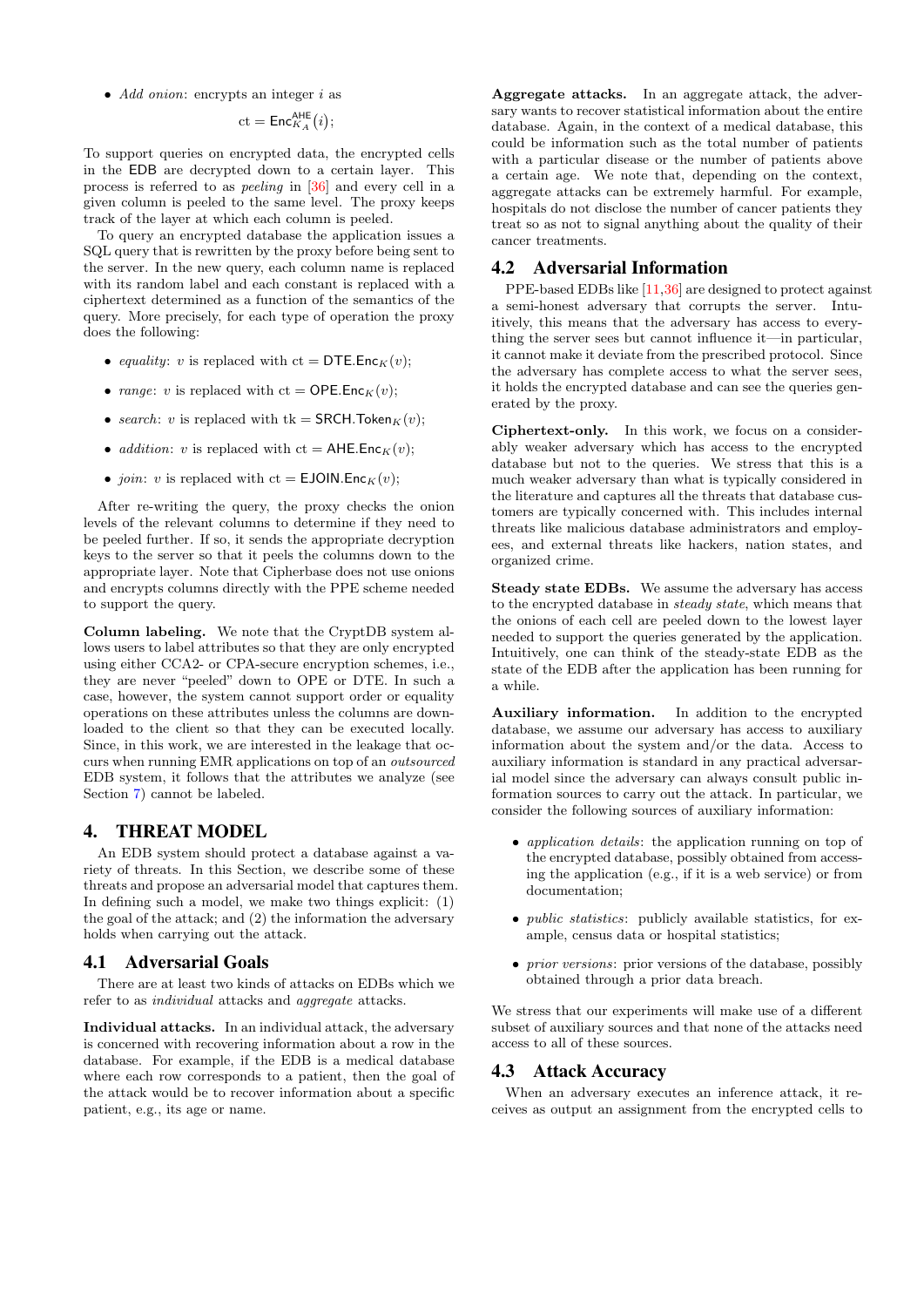- *Add onion*: encrypts an integer $i$ as

$$\mathrm{ct} = \mathsf{Enc}^{\mathsf{AHE}}_{K_A}(i);$$

To support queries on encrypted data, the encrypted cells in the EDB are decrypted down to a certain layer. This process is referred to as *peeling* in [36] and every cell in a given column is peeled to the same level. The proxy keeps track of the layer at which each column is peeled.

To query an encrypted database the application issues a SQL query that is rewritten by the proxy before being sent to the server. In the new query, each column name is replaced with its random label and each constant is replaced with a ciphertext determined as a function of the semantics of the query. More precisely, for each type of operation the proxy does the following:

- *equality*: $v$ is replaced with $\mathrm{ct} = \mathsf{DTE.Enc}_K(v)$;
- *range*: $v$ is replaced with $\mathrm{ct} = \mathsf{OPE.Enc}_K(v)$;
- *search*: $v$ is replaced with $\mathrm{tk} = \mathsf{SRCH.Token}_K(v)$;
- *addition*: $v$ is replaced with $\mathrm{ct} = \mathsf{AHE.Enc}_K(v)$;
- *join*: $v$ is replaced with $\mathrm{ct} = \mathsf{EJOIN.Enc}_K(v)$;

After re-writing the query, the proxy checks the onion levels of the relevant columns to determine if they need to be peeled further. If so, it sends the appropriate decryption keys to the server so that it peels the columns down to the appropriate layer. Note that Cipherbase does not use onions and encrypts columns directly with the PPE scheme needed to support the query.

**Column labeling.** We note that the CryptDB system allows users to label attributes so that they are only encrypted using either CCA2- or CPA-secure encryption schemes, i.e., they are never "peeled" down to OPE or DTE. In such a case, however, the system cannot support order or equality operations on these attributes unless the columns are downloaded to the client so that they can be executed locally. Since, in this work, we are interested in the leakage that occurs when running EMR applications on top of an *outsourced* EDB system, it follows that the attributes we analyze (see Section 7) cannot be labeled.

# 4. THREAT MODEL

An EDB system should protect a database against a variety of threats. In this Section, we describe some of these threats and propose an adversarial model that captures them. In defining such a model, we make two things explicit: (1) the goal of the attack; and (2) the information the adversary holds when carrying out the attack.

## 4.1 Adversarial Goals

There are at least two kinds of attacks on EDBs which we refer to as *individual* attacks and *aggregate* attacks.

**Individual attacks.** In an individual attack, the adversary is concerned with recovering information about a row in the database. For example, if the EDB is a medical database where each row corresponds to a patient, then the goal of the attack would be to recover information about a specific patient, e.g., its age or name.

**Aggregate attacks.** In an aggregate attack, the adversary wants to recover statistical information about the entire database. Again, in the context of a medical database, this could be information such as the total number of patients with a particular disease or the number of patients above a certain age. We note that, depending on the context, aggregate attacks can be extremely harmful. For example, hospitals do not disclose the number of cancer patients they treat so as not to signal anything about the quality of their cancer treatments.

## 4.2 Adversarial Information

PPE-based EDBs like [11,36] are designed to protect against a semi-honest adversary that corrupts the server. Intuitively, this means that the adversary has access to everything the server sees but cannot influence it—in particular, it cannot make it deviate from the prescribed protocol. Since the adversary has complete access to what the server sees, it holds the encrypted database and can see the queries generated by the proxy.

**Ciphertext-only.** In this work, we focus on a considerably weaker adversary which has access to the encrypted database but not to the queries. We stress that this is a much weaker adversary than what is typically considered in the literature and captures all the threats that database customers are typically concerned with. This includes internal threats like malicious database administrators and employees, and external threats like hackers, nation states, and organized crime.

**Steady state EDBs.** We assume the adversary has access to the encrypted database in *steady state*, which means that the onions of each cell are peeled down to the lowest layer needed to support the queries generated by the application. Intuitively, one can think of the steady-state EDB as the state of the EDB after the application has been running for a while.

**Auxiliary information.** In addition to the encrypted database, we assume our adversary has access to auxiliary information about the system and/or the data. Access to auxiliary information is standard in any practical adversarial model since the adversary can always consult public information sources to carry out the attack. In particular, we consider the following sources of auxiliary information:

- *application details*: the application running on top of the encrypted database, possibly obtained from accessing the application (e.g., if it is a web service) or from documentation;
- *public statistics*: publicly available statistics, for example, census data or hospital statistics;
- *prior versions*: prior versions of the database, possibly obtained through a prior data breach.

We stress that our experiments will make use of a different subset of auxiliary sources and that none of the attacks need access to all of these sources.

## 4.3 Attack Accuracy

When an adversary executes an inference attack, it receives as output an assignment from the encrypted cells to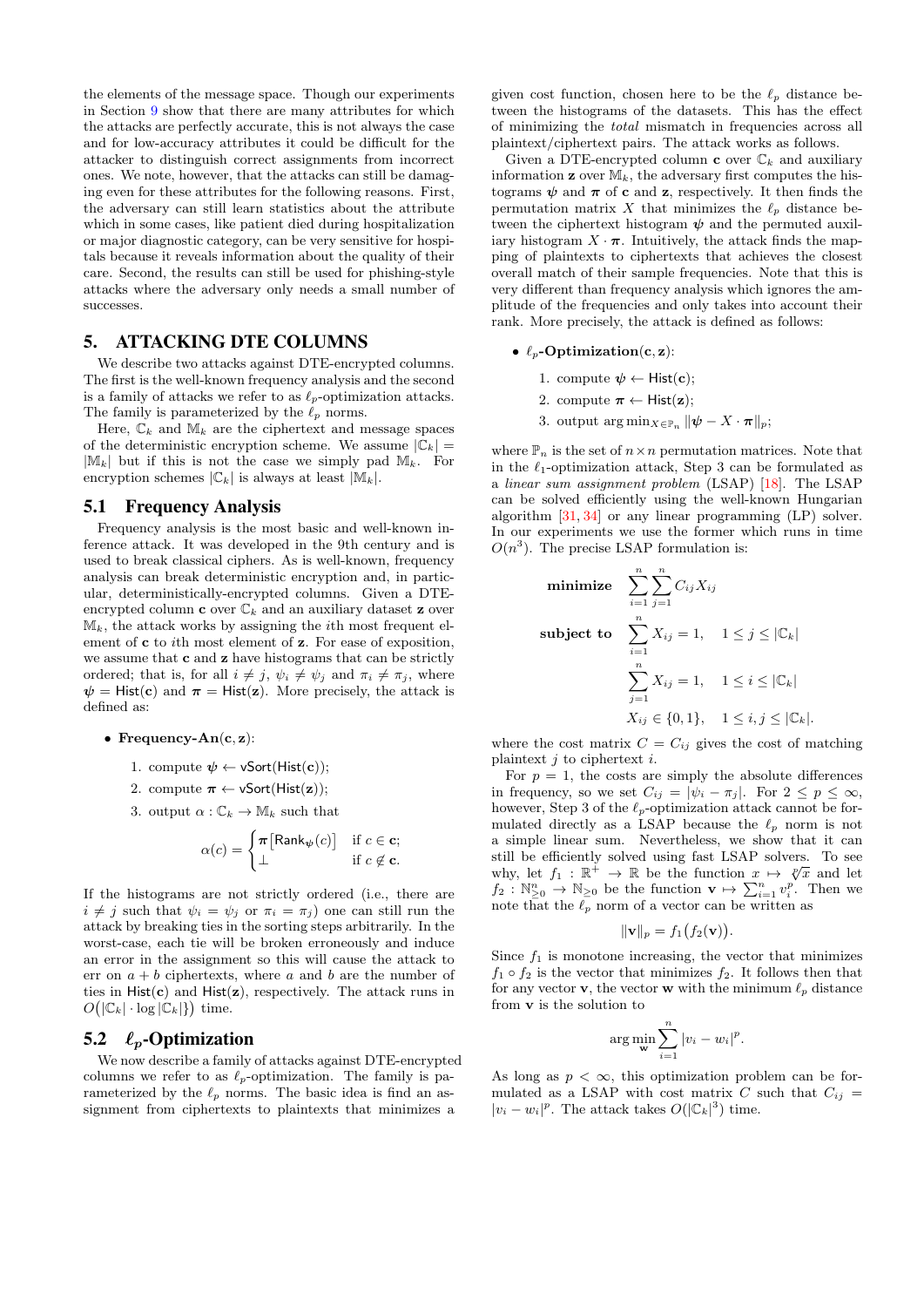the elements of the message space. Though our experiments in Section 9 show that there are many attributes for which the attacks are perfectly accurate, this is not always the case and for low-accuracy attributes it could be difficult for the attacker to distinguish correct assignments from incorrect ones. We note, however, that the attacks can still be damaging even for these attributes for the following reasons. First, the adversary can still learn statistics about the attribute which in some cases, like patient died during hospitalization or major diagnostic category, can be very sensitive for hospitals because it reveals information about the quality of their care. Second, the results can still be used for phishing-style attacks where the adversary only needs a small number of successes.

## 5. ATTACKING DTE COLUMNS

We describe two attacks against DTE-encrypted columns. The first is the well-known frequency analysis and the second is a family of attacks we refer to as $\ell_p$-optimization attacks. The family is parameterized by the $\ell_p$ norms.

Here, $\mathbb{C}_k$ and $\mathbb{M}_k$ are the ciphertext and message spaces of the deterministic encryption scheme. We assume $|\mathbb{C}_k| = |\mathbb{M}_k|$ but if this is not the case we simply pad $\mathbb{M}_k$. For encryption schemes $|\mathbb{C}_k|$ is always at least $|\mathbb{M}_k|$.

### 5.1 Frequency Analysis

Frequency analysis is the most basic and well-known inference attack. It was developed in the 9th century and is used to break classical ciphers. As is well-known, frequency analysis can break deterministic encryption and, in particular, deterministically-encrypted columns. Given a DTE-encrypted column $\mathbf{c}$ over $\mathbb{C}_k$ and an auxiliary dataset $\mathbf{z}$ over $\mathbb{M}_k$, the attack works by assigning the $i$th most frequent element of $\mathbf{c}$ to $i$th most element of $\mathbf{z}$. For ease of exposition, we assume that $\mathbf{c}$ and $\mathbf{z}$ have histograms that can be strictly ordered; that is, for all $i \neq j$, $\psi_i \neq \psi_j$ and $\pi_i \neq \pi_j$, where $\boldsymbol{\psi} = \mathsf{Hist}(\mathbf{c})$ and $\boldsymbol{\pi} = \mathsf{Hist}(\mathbf{z})$. More precisely, the attack is defined as:

- **Frequency-An**$(\mathbf{c}, \mathbf{z})$:
  1. compute $\boldsymbol{\psi} \leftarrow \mathsf{vSort}(\mathsf{Hist}(\mathbf{c}))$;
  2. compute $\boldsymbol{\pi} \leftarrow \mathsf{vSort}(\mathsf{Hist}(\mathbf{z}))$;
  3. output $\alpha : \mathbb{C}_k \to \mathbb{M}_k$ such that

$$\alpha(c) = \begin{cases} \boldsymbol{\pi}\left[\mathsf{Rank}_{\boldsymbol{\psi}}(c)\right] & \text{if } c \in \mathbf{c}; \\ \perp & \text{if } c \notin \mathbf{c}. \end{cases}$$

If the histograms are not strictly ordered (i.e., there are $i \neq j$ such that $\psi_i = \psi_j$ or $\pi_i = \pi_j$) one can still run the attack by breaking ties in the sorting steps arbitrarily. In the worst-case, each tie will be broken erroneously and induce an error in the assignment so this will cause the attack to err on $a + b$ ciphertexts, where $a$ and $b$ are the number of ties in $\mathsf{Hist}(\mathbf{c})$ and $\mathsf{Hist}(\mathbf{z})$, respectively. The attack runs in $O\big(|\mathbb{C}_k| \cdot \log |\mathbb{C}_k|\big)$ time.

### 5.2 $\ell_p$-Optimization

We now describe a family of attacks against DTE-encrypted columns we refer to as $\ell_p$-optimization. The family is parameterized by the $\ell_p$ norms. The basic idea is find an assignment from ciphertexts to plaintexts that minimizes a given cost function, chosen here to be the $\ell_p$ distance between the histograms of the datasets. This has the effect of minimizing the *total* mismatch in frequencies across all plaintext/ciphertext pairs. The attack works as follows.

Given a DTE-encrypted column $\mathbf{c}$ over $\mathbb{C}_k$ and auxiliary information $\mathbf{z}$ over $\mathbb{M}_k$, the adversary first computes the histograms $\boldsymbol{\psi}$ and $\boldsymbol{\pi}$ of $\mathbf{c}$ and $\mathbf{z}$, respectively. It then finds the permutation matrix $X$ that minimizes the $\ell_p$ distance between the ciphertext histogram $\boldsymbol{\psi}$ and the permuted auxiliary histogram $X \cdot \boldsymbol{\pi}$. Intuitively, the attack finds the mapping of plaintexts to ciphertexts that achieves the closest overall match of their sample frequencies. Note that this is very different than frequency analysis which ignores the amplitude of the frequencies and only takes into account their rank. More precisely, the attack is defined as follows:

- **$\ell_p$-Optimization**$(\mathbf{c}, \mathbf{z})$:
  1. compute $\boldsymbol{\psi} \leftarrow \mathsf{Hist}(\mathbf{c})$;
  2. compute $\boldsymbol{\pi} \leftarrow \mathsf{Hist}(\mathbf{z})$;
  3. output $\arg\min_{X \in \mathbb{P}_n} \|\boldsymbol{\psi} - X \cdot \boldsymbol{\pi}\|_p$;

where $\mathbb{P}_n$ is the set of $n \times n$ permutation matrices. Note that in the $\ell_1$-optimization attack, Step 3 can be formulated as a *linear sum assignment problem* (LSAP) [18]. The LSAP can be solved efficiently using the well-known Hungarian algorithm [31, 34] or any linear programming (LP) solver. In our experiments we use the former which runs in time $O(n^3)$. The precise LSAP formulation is:

$$\begin{aligned}
\textbf{minimize} \quad & \sum_{i=1}^{n}\sum_{j=1}^{n} C_{ij} X_{ij} \\
\textbf{subject to} \quad & \sum_{i=1}^{n} X_{ij} = 1, \quad 1 \le j \le |\mathbb{C}_k| \\
& \sum_{j=1}^{n} X_{ij} = 1, \quad 1 \le i \le |\mathbb{C}_k| \\
& X_{ij} \in \{0, 1\}, \quad 1 \le i, j \le |\mathbb{C}_k|.
\end{aligned}$$

where the cost matrix $C = C_{ij}$ gives the cost of matching plaintext $j$ to ciphertext $i$.

For $p = 1$, the costs are simply the absolute differences in frequency, so we set $C_{ij} = |\psi_i - \pi_j|$. For $2 \le p \le \infty$, however, Step 3 of the $\ell_p$-optimization attack cannot be formulated directly as a LSAP because the $\ell_p$ norm is not a simple linear sum. Nevertheless, we show that it can still be efficiently solved using fast LSAP solvers. To see why, let $f_1 : \mathbb{R}^+ \to \mathbb{R}$ be the function $x \mapsto \sqrt[p]{x}$ and let $f_2 : \mathbb{N}^n_{\ge 0} \to \mathbb{N}_{\ge 0}$ be the function $\mathbf{v} \mapsto \sum_{i=1}^{n} v_i^p$. Then we note that the $\ell_p$ norm of a vector can be written as

$$\|\mathbf{v}\|_p = f_1\big(f_2(\mathbf{v})\big).$$

Since $f_1$ is monotone increasing, the vector that minimizes $f_1 \circ f_2$ is the vector that minimizes $f_2$. It follows then that for any vector $\mathbf{v}$, the vector $\mathbf{w}$ with the minimum $\ell_p$ distance from $\mathbf{v}$ is the solution to

$$\arg\min_{\mathbf{w}} \sum_{i=1}^{n} |v_i - w_i|^p.$$

As long as $p < \infty$, this optimization problem can be formulated as a LSAP with cost matrix $C$ such that $C_{ij} = |v_i - w_i|^p$. The attack takes $O(|\mathbb{C}_k|^3)$ time.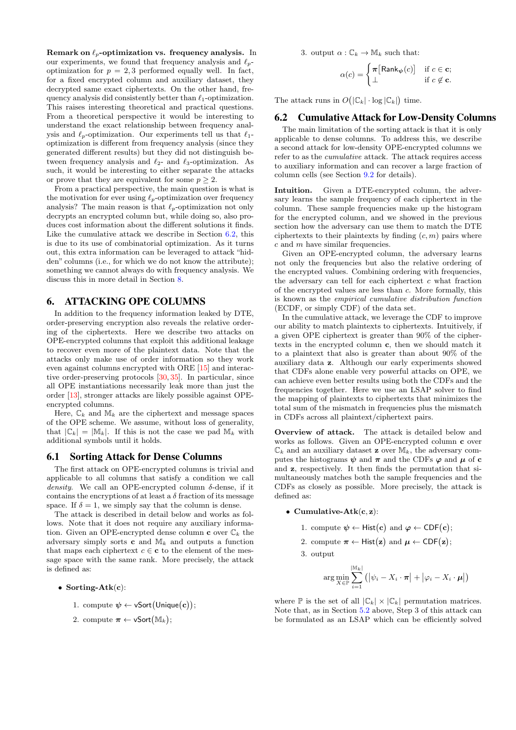**Remark on $\ell_p$-optimization vs. frequency analysis.** In our experiments, we found that frequency analysis and $\ell_p$-optimization for $p = 2, 3$ performed equally well. In fact, for a fixed encrypted column and auxiliary dataset, they decrypted same exact ciphertexts. On the other hand, frequency analysis did consistently better than $\ell_1$-optimization. This raises interesting theoretical and practical questions. From a theoretical perspective it would be interesting to understand the exact relationship between frequency analysis and $\ell_p$-optimization. Our experiments tell us that $\ell_1$-optimization is different from frequency analysis (since they generated different results) but they did not distinguish between frequency analysis and $\ell_2$- and $\ell_3$-optimization. As such, it would be interesting to either separate the attacks or prove that they are equivalent for some $p \geq 2$.

From a practical perspective, the main question is what is the motivation for ever using $\ell_p$-optimization over frequency analysis? The main reason is that $\ell_p$-optimization not only decrypts an encrypted column but, while doing so, also produces cost information about the different solutions it finds. Like the cumulative attack we describe in Section 6.2, this is due to its use of combinatorial optimization. As it turns out, this extra information can be leveraged to attack "hidden" columns (i.e., for which we do not know the attribute); something we cannot always do with frequency analysis. We discuss this in more detail in Section 8.

# 6. ATTACKING OPE COLUMNS

In addition to the frequency information leaked by DTE, order-preserving encryption also reveals the relative ordering of the ciphertexts. Here we describe two attacks on OPE-encrypted columns that exploit this additional leakage to recover even more of the plaintext data. Note that the attacks only make use of order information so they work even against columns encrypted with ORE [15] and interactive order-preserving protocols [30, 35]. In particular, since all OPE instantiations necessarily leak more than just the order [13], stronger attacks are likely possible against OPE-encrypted columns.

Here, $\mathbb{C}_k$ and $\mathbb{M}_k$ are the ciphertext and message spaces of the OPE scheme. We assume, without loss of generality, that $|\mathbb{C}_k| = |\mathbb{M}_k|$. If this is not the case we pad $\mathbb{M}_k$ with additional symbols until it holds.

## 6.1 Sorting Attack for Dense Columns

The first attack on OPE-encrypted columns is trivial and applicable to all columns that satisfy a condition we call *density*. We call an OPE-encrypted column $\delta$-dense, if it contains the encryptions of at least a $\delta$ fraction of its message space. If $\delta = 1$, we simply say that the column is dense.

The attack is described in detail below and works as follows. Note that it does not require any auxiliary information. Given an OPE-encrypted dense column $\mathbf{c}$ over $\mathbb{C}_k$ the adversary simply sorts $\mathbf{c}$ and $\mathbb{M}_k$ and outputs a function that maps each ciphertext $c \in \mathbf{c}$ to the element of the message space with the same rank. More precisely, the attack is defined as:

- **Sorting-Atk**($\mathbf{c}$):
  1. compute $\boldsymbol{\psi} \leftarrow \mathsf{vSort}\big(\mathsf{Unique}(\mathbf{c})\big)$;
  2. compute $\boldsymbol{\pi} \leftarrow \mathsf{vSort}\big(\mathbb{M}_k\big)$;
  3. output $\alpha : \mathbb{C}_k \rightarrow \mathbb{M}_k$ such that:

$$\alpha(c) = \begin{cases} \boldsymbol{\pi}\big[\mathsf{Rank}_{\boldsymbol{\psi}}(c)\big] & \text{if } c \in \mathbf{c}; \\ \perp & \text{if } c \notin \mathbf{c}. \end{cases}$$

The attack runs in $O\big(|\mathbb{C}_k| \cdot \log |\mathbb{C}_k|\big)$ time.

## 6.2 Cumulative Attack for Low-Density Columns

The main limitation of the sorting attack is that it is only applicable to dense columns. To address this, we describe a second attack for low-density OPE-encrypted columns we refer to as the *cumulative* attack. The attack requires access to auxiliary information and can recover a large fraction of column cells (see Section 9.2 for details).

**Intuition.** Given a DTE-encrypted column, the adversary learns the sample frequency of each ciphertext in the column. These sample frequencies make up the histogram for the encrypted column, and we showed in the previous section how the adversary can use them to match the DTE ciphertexts to their plaintexts by finding $(c, m)$ pairs where $c$ and $m$ have similar frequencies.

Given an OPE-encrypted column, the adversary learns not only the frequencies but also the relative ordering of the encrypted values. Combining ordering with frequencies, the adversary can tell for each ciphertext $c$ what fraction of the encrypted values are less than $c$. More formally, this is known as the *empirical cumulative distribution function* (ECDF, or simply CDF) of the data set.

In the cumulative attack, we leverage the CDF to improve our ability to match plaintexts to ciphertexts. Intuitively, if a given OPE ciphertext is greater than 90% of the ciphertexts in the encrypted column $\mathbf{c}$, then we should match it to a plaintext that also is greater than about 90% of the auxiliary data $\mathbf{z}$. Although our early experiments showed that CDFs alone enable very powerful attacks on OPE, we can achieve even better results using both the CDFs and the frequencies together. Here we use an LSAP solver to find the mapping of plaintexts to ciphertexts that minimizes the total sum of the mismatch in frequencies plus the mismatch in CDFs across all plaintext/ciphertext pairs.

**Overview of attack.** The attack is detailed below and works as follows. Given an OPE-encrypted column $\mathbf{c}$ over $\mathbb{C}_k$ and an auxiliary dataset $\mathbf{z}$ over $\mathbb{M}_k$, the adversary computes the histograms $\boldsymbol{\psi}$ and $\boldsymbol{\pi}$ and the CDFs $\boldsymbol{\varphi}$ and $\boldsymbol{\mu}$ of $\mathbf{c}$ and $\mathbf{z}$, respectively. It then finds the permutation that simultaneously matches both the sample frequencies and the CDFs as closely as possible. More precisely, the attack is defined as:

- **Cumulative-Atk**($\mathbf{c}, \mathbf{z}$):
  1. compute $\boldsymbol{\psi} \leftarrow \mathsf{Hist}\big(\mathbf{c}\big)$ and $\boldsymbol{\varphi} \leftarrow \mathsf{CDF}\big(\mathbf{c}\big)$;
  2. compute $\boldsymbol{\pi} \leftarrow \mathsf{Hist}\big(\mathbf{z}\big)$ and $\boldsymbol{\mu} \leftarrow \mathsf{CDF}\big(\mathbf{z}\big)$;
  3. output

$$\arg\min_{X \in \mathbb{P}} \sum_{i=1}^{|\mathbb{M}_k|} \big(\big|\psi_i - X_i \cdot \boldsymbol{\pi}\big| + \big|\varphi_i - X_i \cdot \boldsymbol{\mu}\big|\big)$$

where $\mathbb{P}$ is the set of all $|\mathbb{C}_k| \times |\mathbb{C}_k|$ permutation matrices. Note that, as in Section 5.2 above, Step 3 of this attack can be formulated as an LSAP which can be efficiently solved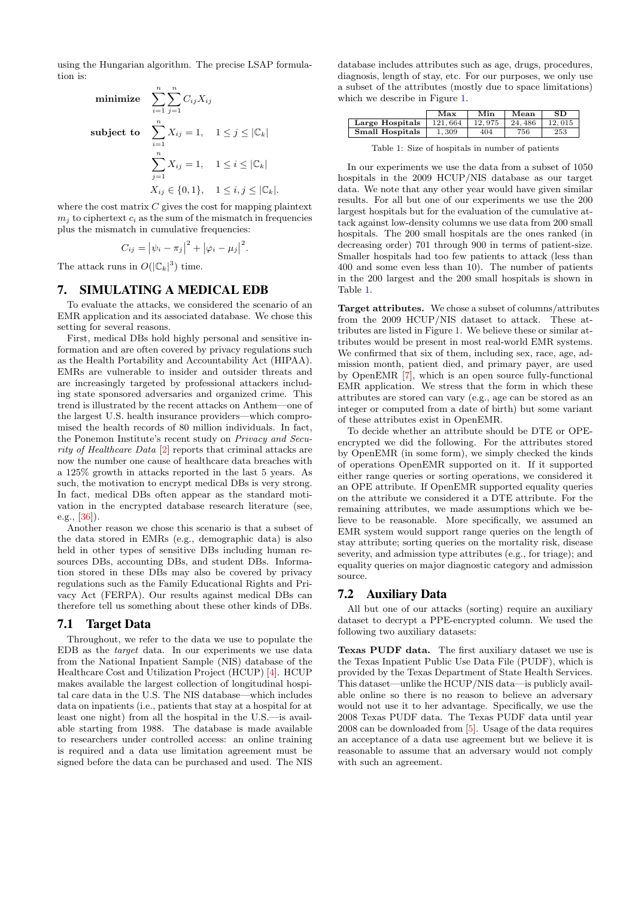using the Hungarian algorithm. The precise LSAP formulation is:

$$
\begin{aligned}
\textbf{minimize} \quad & \sum_{i=1}^{n}\sum_{j=1}^{n} C_{ij} X_{ij} \\
\textbf{subject to} \quad & \sum_{i=1}^{n} X_{ij} = 1, \quad 1 \le j \le |\mathbb{C}_k| \\
& \sum_{j=1}^{n} X_{ij} = 1, \quad 1 \le i \le |\mathbb{C}_k| \\
& X_{ij} \in \{0, 1\}, \quad 1 \le i, j \le |\mathbb{C}_k|.
\end{aligned}
$$

where the cost matrix $C$ gives the cost for mapping plaintext $m_j$ to ciphertext $c_i$ as the sum of the mismatch in frequencies plus the mismatch in cumulative frequencies:

$$
C_{ij} = \left|\psi_i - \pi_j\right|^2 + \left|\varphi_i - \mu_j\right|^2.
$$

The attack runs in $O(|\mathbb{C}_k|^3)$ time.

## 7. SIMULATING A MEDICAL EDB

To evaluate the attacks, we considered the scenario of an EMR application and its associated database. We chose this setting for several reasons.

First, medical DBs hold highly personal and sensitive information and are often covered by privacy regulations such as the Health Portability and Accountability Act (HIPAA). EMRs are vulnerable to insider and outsider threats and are increasingly targeted by professional attackers including state sponsored adversaries and organized crime. This trend is illustrated by the recent attacks on Anthem—one of the largest U.S. health insurance providers—which compromised the health records of 80 million individuals. In fact, the Ponemon Institute's recent study on *Privacy and Security of Healthcare Data* [2] reports that criminal attacks are now the number one cause of healthcare data breaches with a 125% growth in attacks reported in the last 5 years. As such, the motivation to encrypt medical DBs is very strong. In fact, medical DBs often appear as the standard motivation in the encrypted database research literature (see, e.g., [36]).

Another reason we chose this scenario is that a subset of the data stored in EMRs (e.g., demographic data) is also held in other types of sensitive DBs including human resources DBs, accounting DBs, and student DBs. Information stored in these DBs may also be covered by privacy regulations such as the Family Educational Rights and Privacy Act (FERPA). Our results against medical DBs can therefore tell us something about these other kinds of DBs.

### 7.1 Target Data

Throughout, we refer to the data we use to populate the EDB as the *target* data. In our experiments we use data from the National Inpatient Sample (NIS) database of the Healthcare Cost and Utilization Project (HCUP) [4]. HCUP makes available the largest collection of longitudinal hospital care data in the U.S. The NIS database—which includes data on inpatients (i.e., patients that stay at a hospital for at least one night) from all the hospital in the U.S.—is available starting from 1988. The database is made available to researchers under controlled access: an online training is required and a data use limitation agreement must be signed before the data can be purchased and used. The NIS database includes attributes such as age, drugs, procedures, diagnosis, length of stay, etc. For our purposes, we only use a subset of the attributes (mostly due to space limitations) which we describe in Figure 1.

| | Max | Min | Mean | SD |
|---|---|---|---|---|
| **Large Hospitals** | 121,664 | 12,975 | 24,486 | 12,015 |
| **Small Hospitals** | 1,309 | 404 | 756 | 253 |

Table 1: Size of hospitals in number of patients

In our experiments we use the data from a subset of 1050 hospitals in the 2009 HCUP/NIS database as our target data. We note that any other year would have given similar results. For all but one of our experiments we use the 200 largest hospitals but for the evaluation of the cumulative attack against low-density columns we use data from 200 small hospitals. The 200 small hospitals are the ones ranked (in decreasing order) 701 through 900 in terms of patient-size. Smaller hospitals had too few patients to attack (less than 400 and some even less than 10). The number of patients in the 200 largest and the 200 small hospitals is shown in Table 1.

**Target attributes.** We chose a subset of columns/attributes from the 2009 HCUP/NIS dataset to attack. These attributes are listed in Figure 1. We believe these or similar attributes would be present in most real-world EMR systems. We confirmed that six of them, including sex, race, age, admission month, patient died, and primary payer, are used by OpenEMR [7], which is an open source fully-functional EMR application. We stress that the form in which these attributes are stored can vary (e.g., age can be stored as an integer or computed from a date of birth) but some variant of these attributes exist in OpenEMR.

To decide whether an attribute should be DTE or OPE-encrypted we did the following. For the attributes stored by OpenEMR (in some form), we simply checked the kinds of operations OpenEMR supported on it. If it supported either range queries or sorting operations, we considered it an OPE attribute. If OpenEMR supported equality queries on the attribute we considered it a DTE attribute. For the remaining attributes, we made assumptions which we believe to be reasonable. More specifically, we assumed an EMR system would support range queries on the length of stay attribute; sorting queries on the mortality risk, disease severity, and admission type attributes (e.g., for triage); and equality queries on major diagnostic category and admission source.

### 7.2 Auxiliary Data

All but one of our attacks (sorting) require an auxiliary dataset to decrypt a PPE-encrypted column. We used the following two auxiliary datasets:

**Texas PUDF data.** The first auxiliary dataset we use is the Texas Inpatient Public Use Data File (PUDF), which is provided by the Texas Department of State Health Services. This dataset—unlike the HCUP/NIS data—is publicly available online so there is no reason to believe an adversary would not use it to her advantage. Specifically, we use the 2008 Texas PUDF data. The Texas PUDF data until year 2008 can be downloaded from [5]. Usage of the data requires an acceptance of a data use agreement but we believe it is reasonable to assume that an adversary would not comply with such an agreement.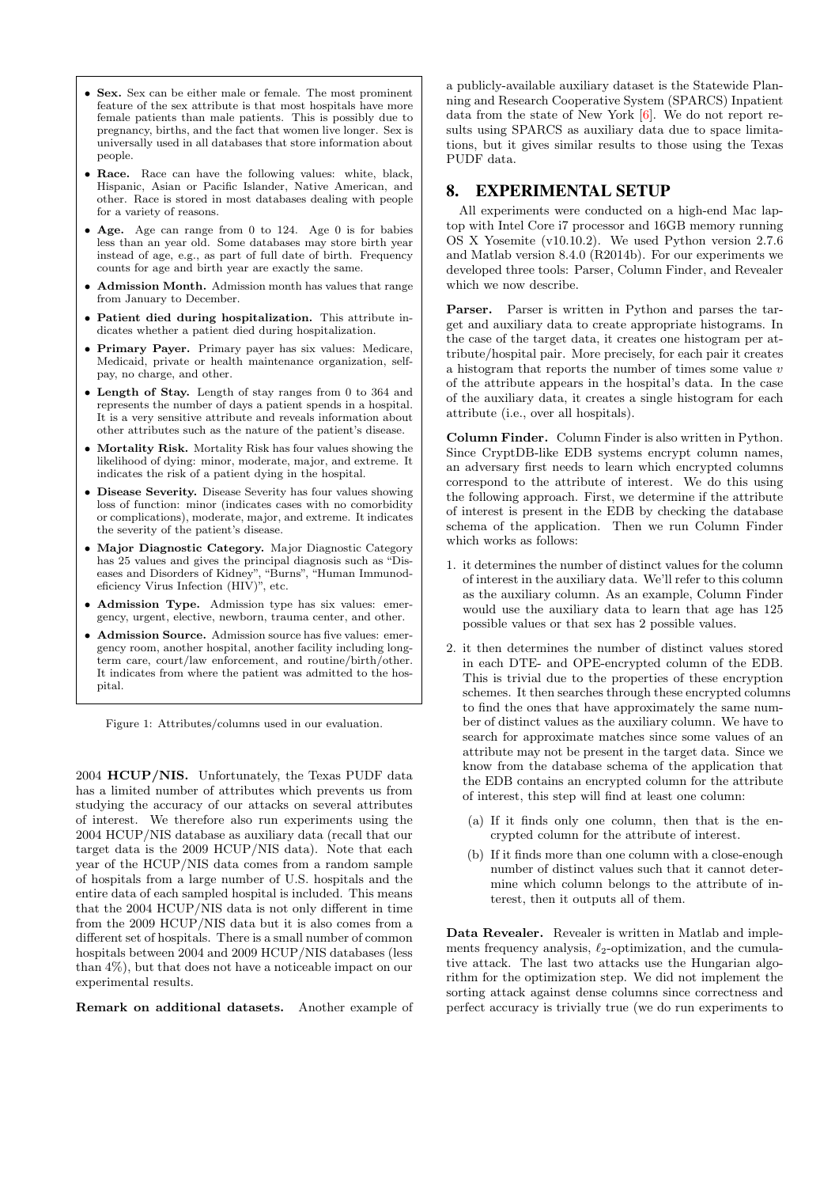- **Sex.** Sex can be either male or female. The most prominent feature of the sex attribute is that most hospitals have more female patients than male patients. This is possibly due to pregnancy, births, and the fact that women live longer. Sex is universally used in all databases that store information about people.
- **Race.** Race can have the following values: white, black, Hispanic, Asian or Pacific Islander, Native American, and other. Race is stored in most databases dealing with people for a variety of reasons.
- **Age.** Age can range from 0 to 124. Age 0 is for babies less than an year old. Some databases may store birth year instead of age, e.g., as part of full date of birth. Frequency counts for age and birth year are exactly the same.
- **Admission Month.** Admission month has values that range from January to December.
- **Patient died during hospitalization.** This attribute indicates whether a patient died during hospitalization.
- **Primary Payer.** Primary payer has six values: Medicare, Medicaid, private or health maintenance organization, self-pay, no charge, and other.
- **Length of Stay.** Length of stay ranges from 0 to 364 and represents the number of days a patient spends in a hospital. It is a very sensitive attribute and reveals information about other attributes such as the nature of the patient's disease.
- **Mortality Risk.** Mortality Risk has four values showing the likelihood of dying: minor, moderate, major, and extreme. It indicates the risk of a patient dying in the hospital.
- **Disease Severity.** Disease Severity has four values showing loss of function: minor (indicates cases with no comorbidity or complications), moderate, major, and extreme. It indicates the severity of the patient's disease.
- **Major Diagnostic Category.** Major Diagnostic Category has 25 values and gives the principal diagnosis such as "Diseases and Disorders of Kidney", "Burns", "Human Immunodeficiency Virus Infection (HIV)", etc.
- **Admission Type.** Admission type has six values: emergency, urgent, elective, newborn, trauma center, and other.
- **Admission Source.** Admission source has five values: emergency room, another hospital, another facility including long-term care, court/law enforcement, and routine/birth/other. It indicates from where the patient was admitted to the hospital.

Figure 1: Attributes/columns used in our evaluation.

2004 **HCUP/NIS.** Unfortunately, the Texas PUDF data has a limited number of attributes which prevents us from studying the accuracy of our attacks on several attributes of interest. We therefore also run experiments using the 2004 HCUP/NIS database as auxiliary data (recall that our target data is the 2009 HCUP/NIS data). Note that each year of the HCUP/NIS data comes from a random sample of hospitals from a large number of U.S. hospitals and the entire data of each sampled hospital is included. This means that the 2004 HCUP/NIS data is not only different in time from the 2009 HCUP/NIS data but it is also comes from a different set of hospitals. There is a small number of common hospitals between 2004 and 2009 HCUP/NIS databases (less than 4%), but that does not have a noticeable impact on our experimental results.

**Remark on additional datasets.** Another example of a publicly-available auxiliary dataset is the Statewide Planning and Research Cooperative System (SPARCS) Inpatient data from the state of New York [6]. We do not report results using SPARCS as auxiliary data due to space limitations, but it gives similar results to those using the Texas PUDF data.

## 8. EXPERIMENTAL SETUP

All experiments were conducted on a high-end Mac laptop with Intel Core i7 processor and 16GB memory running OS X Yosemite (v10.10.2). We used Python version 2.7.6 and Matlab version 8.4.0 (R2014b). For our experiments we developed three tools: Parser, Column Finder, and Revealer which we now describe.

**Parser.** Parser is written in Python and parses the target and auxiliary data to create appropriate histograms. In the case of the target data, it creates one histogram per attribute/hospital pair. More precisely, for each pair it creates a histogram that reports the number of times some value $v$ of the attribute appears in the hospital's data. In the case of the auxiliary data, it creates a single histogram for each attribute (i.e., over all hospitals).

**Column Finder.** Column Finder is also written in Python. Since CryptDB-like EDB systems encrypt column names, an adversary first needs to learn which encrypted columns correspond to the attribute of interest. We do this using the following approach. First, we determine if the attribute of interest is present in the EDB by checking the database schema of the application. Then we run Column Finder which works as follows:

1. it determines the number of distinct values for the column of interest in the auxiliary data. We'll refer to this column as the auxiliary column. As an example, Column Finder would use the auxiliary data to learn that age has 125 possible values or that sex has 2 possible values.
2. it then determines the number of distinct values stored in each DTE- and OPE-encrypted column of the EDB. This is trivial due to the properties of these encryption schemes. It then searches through these encrypted columns to find the ones that have approximately the same number of distinct values as the auxiliary column. We have to search for approximate matches since some values of an attribute may not be present in the target data. Since we know from the database schema of the application that the EDB contains an encrypted column for the attribute of interest, this step will find at least one column:
   (a) If it finds only one column, then that is the encrypted column for the attribute of interest.
   (b) If it finds more than one column with a close-enough number of distinct values such that it cannot determine which column belongs to the attribute of interest, then it outputs all of them.

**Data Revealer.** Revealer is written in Matlab and implements frequency analysis, $\ell_2$-optimization, and the cumulative attack. The last two attacks use the Hungarian algorithm for the optimization step. We did not implement the sorting attack against dense columns since correctness and perfect accuracy is trivially true (we do run experiments to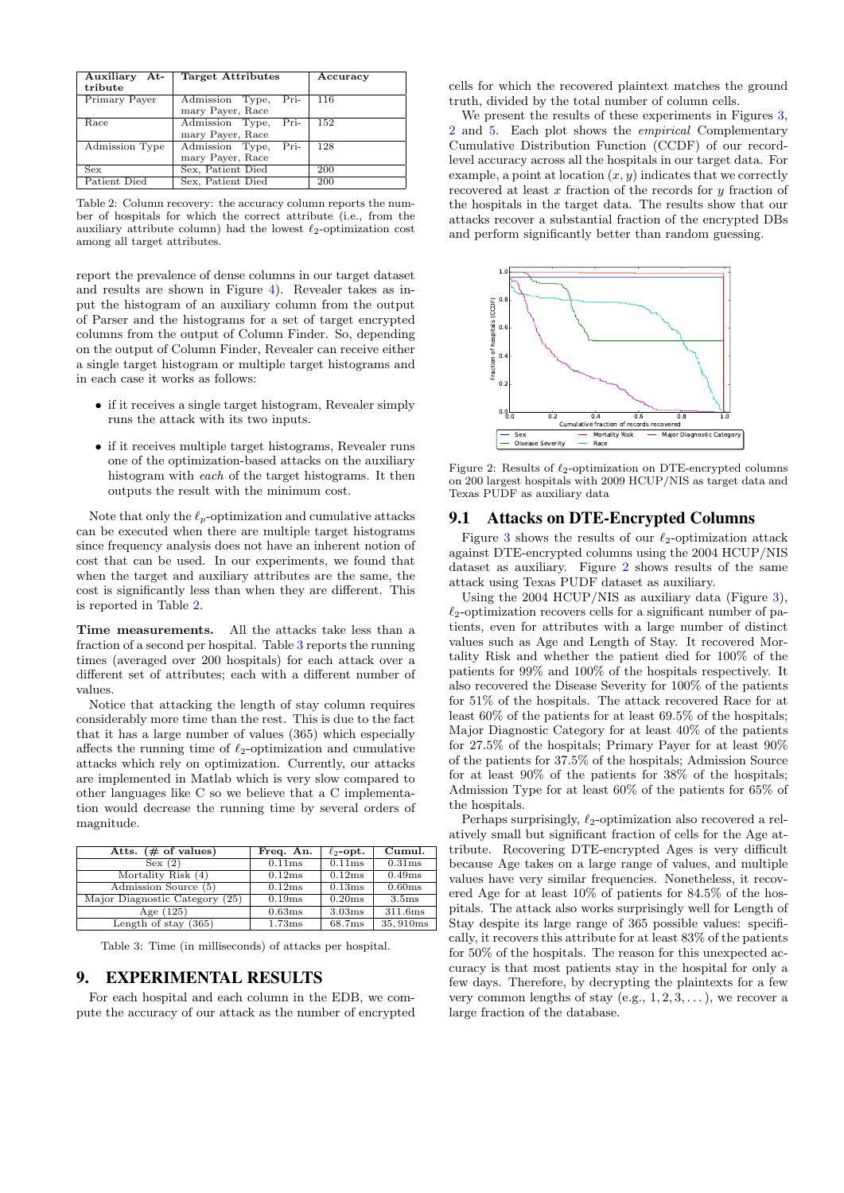| Auxiliary Attribute | Target Attributes | Accuracy |
|---|---|---|
| Primary Payer | Admission Type, Primary Payer, Race | 116 |
| Race | Admission Type, Primary Payer, Race | 152 |
| Admission Type | Admission Type, Primary Payer, Race | 128 |
| Sex | Sex, Patient Died | 200 |
| Patient Died | Sex, Patient Died | 200 |

Table 2: Column recovery: the accuracy column reports the number of hospitals for which the correct attribute (i.e., from the auxiliary attribute column) had the lowest $\ell_2$-optimization cost among all target attributes.

report the prevalence of dense columns in our target dataset and results are shown in Figure 4). Revealer takes as input the histogram of an auxiliary column from the output of Parser and the histograms for a set of target encrypted columns from the output of Column Finder. So, depending on the output of Column Finder, Revealer can receive either a single target histogram or multiple target histograms and in each case it works as follows:

- if it receives a single target histogram, Revealer simply runs the attack with its two inputs.
- if it receives multiple target histograms, Revealer runs one of the optimization-based attacks on the auxiliary histogram with *each* of the target histograms. It then outputs the result with the minimum cost.

Note that only the $\ell_p$-optimization and cumulative attacks can be executed when there are multiple target histograms since frequency analysis does not have an inherent notion of cost that can be used. In our experiments, we found that when the target and auxiliary attributes are the same, the cost is significantly less than when they are different. This is reported in Table 2.

**Time measurements.** All the attacks take less than a fraction of a second per hospital. Table 3 reports the running times (averaged over 200 hospitals) for each attack over a different set of attributes; each with a different number of values.

Notice that attacking the length of stay column requires considerably more time than the rest. This is due to the fact that it has a large number of values (365) which especially affects the running time of $\ell_2$-optimization and cumulative attacks which rely on optimization. Currently, our attacks are implemented in Matlab which is very slow compared to other languages like C so we believe that a C implementation would decrease the running time by several orders of magnitude.

| Atts. (# of values) | Freq. An. | $\ell_2$-opt. | Cumul. |
|---|---|---|---|
| Sex (2) | 0.11ms | 0.11ms | 0.31ms |
| Mortality Risk (4) | 0.12ms | 0.12ms | 0.49ms |
| Admission Source (5) | 0.12ms | 0.13ms | 0.60ms |
| Major Diagnostic Category (25) | 0.19ms | 0.20ms | 3.5ms |
| Age (125) | 0.63ms | 3.03ms | 311.6ms |
| Length of stay (365) | 1.73ms | 68.7ms | 35,910ms |

Table 3: Time (in milliseconds) of attacks per hospital.

# 9. EXPERIMENTAL RESULTS

For each hospital and each column in the EDB, we compute the accuracy of our attack as the number of encrypted cells for which the recovered plaintext matches the ground truth, divided by the total number of column cells.

We present the results of these experiments in Figures 3, 2 and 5. Each plot shows the *empirical* Complementary Cumulative Distribution Function (CCDF) of our record-level accuracy across all the hospitals in our target data. For example, a point at location $(x, y)$ indicates that we correctly recovered at least $x$ fraction of the records for $y$ fraction of the hospitals in the target data. The results show that our attacks recover a substantial fraction of the encrypted DBs and perform significantly better than random guessing.

Figure 2: Results of $\ell_2$-optimization on DTE-encrypted columns on 200 largest hospitals with 2009 HCUP/NIS as target data and Texas PUDF as auxiliary data

## 9.1 Attacks on DTE-Encrypted Columns

Figure 3 shows the results of our $\ell_2$-optimization attack against DTE-encrypted columns using the 2004 HCUP/NIS dataset as auxiliary. Figure 2 shows results of the same attack using Texas PUDF dataset as auxiliary.

Using the 2004 HCUP/NIS as auxiliary data (Figure 3), $\ell_2$-optimization recovers cells for a significant number of patients, even for attributes with a large number of distinct values such as Age and Length of Stay. It recovered Mortality Risk and whether the patient died for 100% of the patients for 99% and 100% of the hospitals respectively. It also recovered the Disease Severity for 100% of the patients for 51% of the hospitals. The attack recovered Race for at least 60% of the patients for at least 69.5% of the hospitals; Major Diagnostic Category for at least 40% of the patients for 27.5% of the hospitals; Primary Payer for at least 90% of the patients for 37.5% of the hospitals; Admission Source for at least 90% of the patients for 38% of the hospitals; Admission Type for at least 60% of the patients for 65% of the hospitals.

Perhaps surprisingly, $\ell_2$-optimization also recovered a relatively small but significant fraction of cells for the Age attribute. Recovering DTE-encrypted Ages is very difficult because Age takes on a large range of values, and multiple values have very similar frequencies. Nonetheless, it recovered Age for at least 10% of patients for 84.5% of the hospitals. The attack also works surprisingly well for Length of Stay despite its large range of 365 possible values: specifically, it recovers this attribute for at least 83% of the patients for 50% of the hospitals. The reason for this unexpected accuracy is that most patients stay in the hospital for only a few days. Therefore, by decrypting the plaintexts for a few very common lengths of stay (e.g., $1, 2, 3, \ldots$), we recover a large fraction of the database.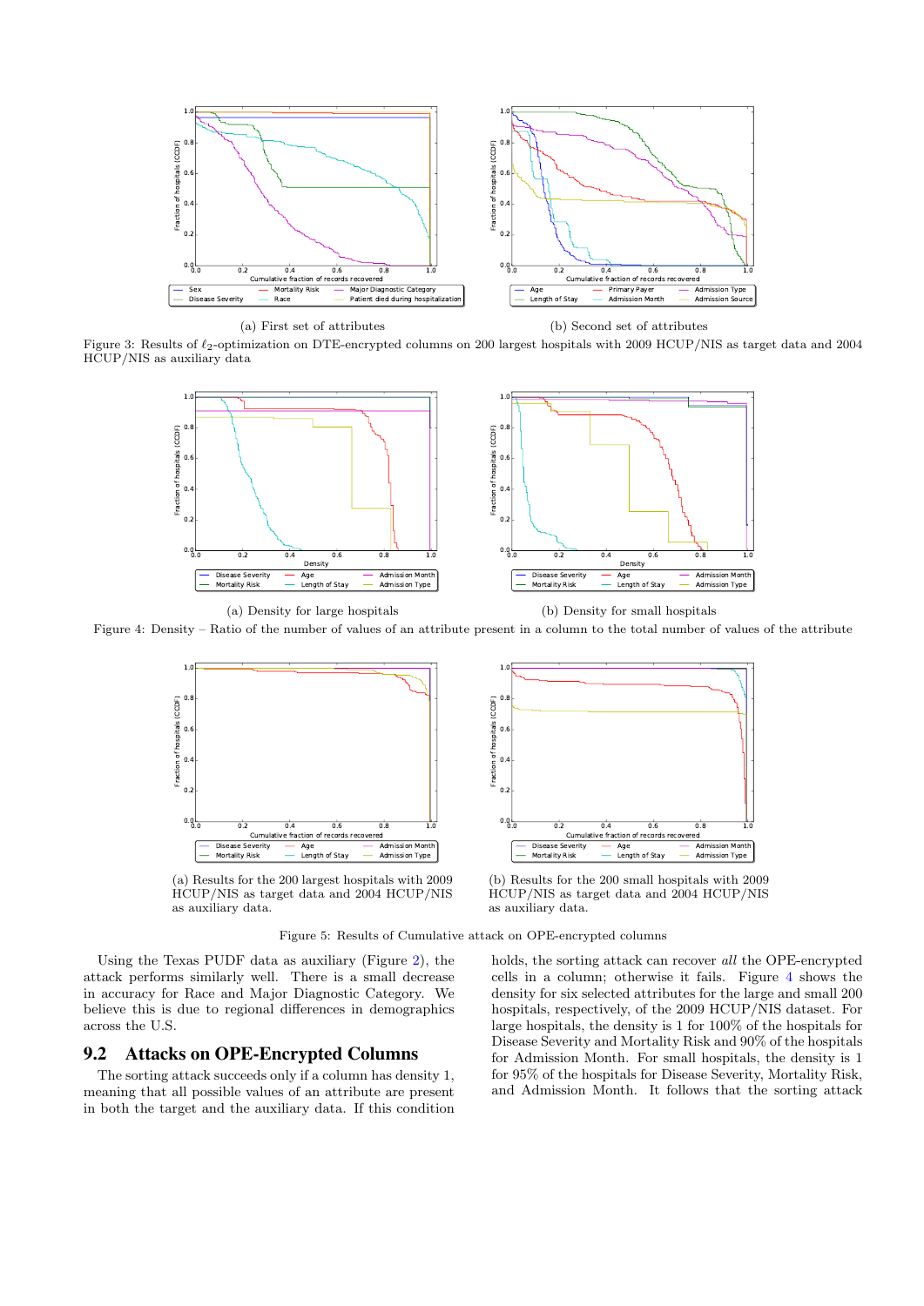(a) First set of attributes

(b) Second set of attributes

Figure 3: Results of $\ell_2$-optimization on DTE-encrypted columns on 200 largest hospitals with 2009 HCUP/NIS as target data and 2004 HCUP/NIS as auxiliary data

(a) Density for large hospitals

(b) Density for small hospitals

Figure 4: Density – Ratio of the number of values of an attribute present in a column to the total number of values of the attribute

(a) Results for the 200 largest hospitals with 2009 HCUP/NIS as target data and 2004 HCUP/NIS as auxiliary data.

(b) Results for the 200 small hospitals with 2009 HCUP/NIS as target data and 2004 HCUP/NIS as auxiliary data.

Figure 5: Results of Cumulative attack on OPE-encrypted columns

Using the Texas PUDF data as auxiliary (Figure 2), the attack performs similarly well. There is a small decrease in accuracy for Race and Major Diagnostic Category. We believe this is due to regional differences in demographics across the U.S.

## 9.2 Attacks on OPE-Encrypted Columns

The sorting attack succeeds only if a column has density 1, meaning that all possible values of an attribute are present in both the target and the auxiliary data. If this condition holds, the sorting attack can recover *all* the OPE-encrypted cells in a column; otherwise it fails. Figure 4 shows the density for six selected attributes for the large and small 200 hospitals, respectively, of the 2009 HCUP/NIS dataset. For large hospitals, the density is 1 for 100% of the hospitals for Disease Severity and Mortality Risk and 90% of the hospitals for Admission Month. For small hospitals, the density is 1 for 95% of the hospitals for Disease Severity, Mortality Risk, and Admission Month. It follows that the sorting attack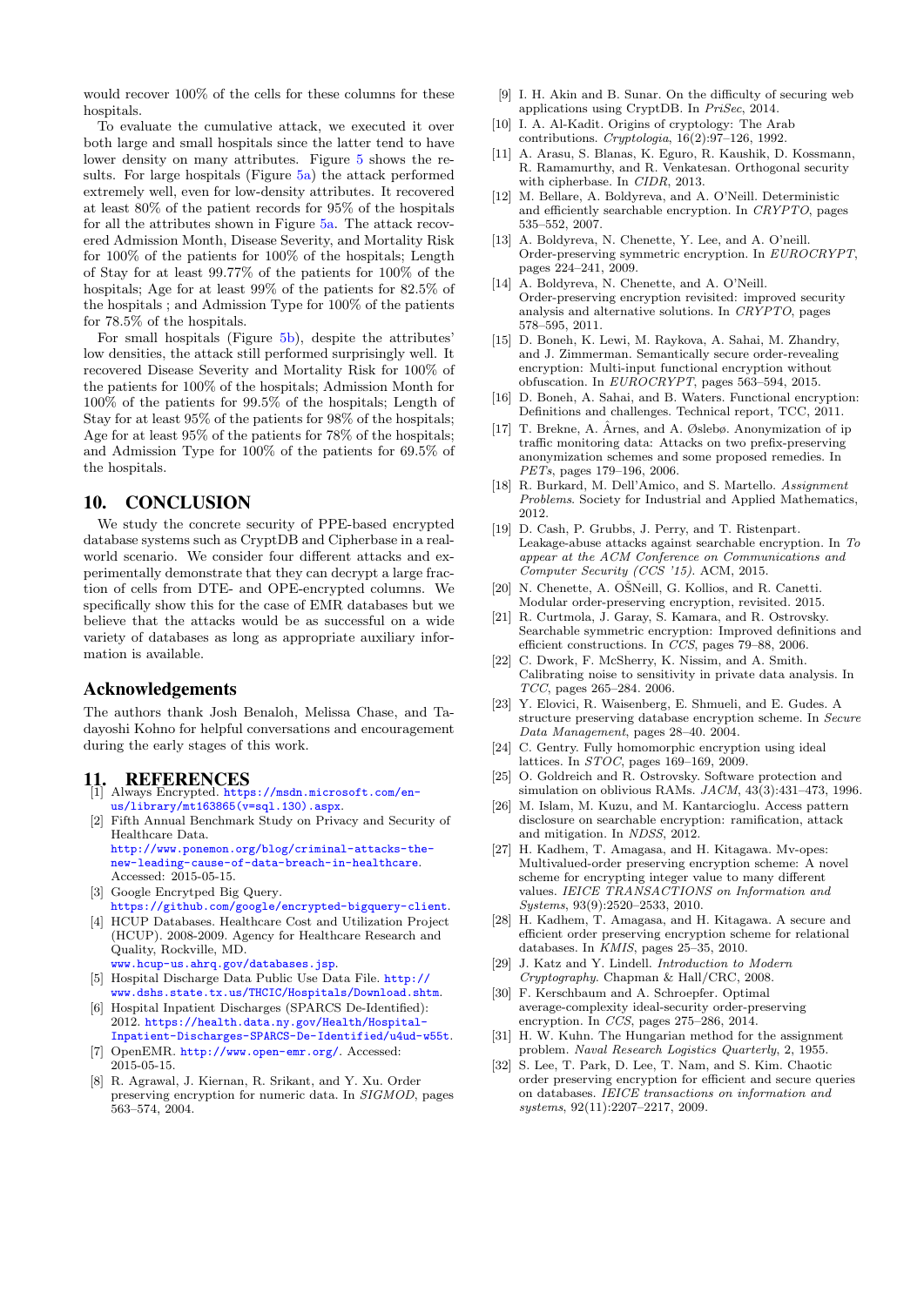would recover 100% of the cells for these columns for these hospitals.

To evaluate the cumulative attack, we executed it over both large and small hospitals since the latter tend to have lower density on many attributes. Figure 5 shows the results. For large hospitals (Figure 5a) the attack performed extremely well, even for low-density attributes. It recovered at least 80% of the patient records for 95% of the hospitals for all the attributes shown in Figure 5a. The attack recovered Admission Month, Disease Severity, and Mortality Risk for 100% of the patients for 100% of the hospitals; Length of Stay for at least 99.77% of the patients for 100% of the hospitals; Age for at least 99% of the patients for 82.5% of the hospitals ; and Admission Type for 100% of the patients for 78.5% of the hospitals.

For small hospitals (Figure 5b), despite the attributes' low densities, the attack still performed surprisingly well. It recovered Disease Severity and Mortality Risk for 100% of the patients for 100% of the hospitals; Admission Month for 100% of the patients for 99.5% of the hospitals; Length of Stay for at least 95% of the patients for 98% of the hospitals; Age for at least 95% of the patients for 78% of the hospitals; and Admission Type for 100% of the patients for 69.5% of the hospitals.

## 10. CONCLUSION

We study the concrete security of PPE-based encrypted database systems such as CryptDB and Cipherbase in a real-world scenario. We consider four different attacks and experimentally demonstrate that they can decrypt a large fraction of cells from DTE- and OPE-encrypted columns. We specifically show this for the case of EMR databases but we believe that the attacks would be as successful on a wide variety of databases as long as appropriate auxiliary information is available.

## Acknowledgements

The authors thank Josh Benaloh, Melissa Chase, and Tadayoshi Kohno for helpful conversations and encouragement during the early stages of this work.

## 11. REFERENCES

[1] Always Encrypted. https://msdn.microsoft.com/en-us/library/mt163865(v=sql.130).aspx.

[2] Fifth Annual Benchmark Study on Privacy and Security of Healthcare Data. http://www.ponemon.org/blog/criminal-attacks-the-new-leading-cause-of-data-breach-in-healthcare. Accessed: 2015-05-15.

[3] Google Encrytped Big Query. https://github.com/google/encrypted-bigquery-client.

[4] HCUP Databases. Healthcare Cost and Utilization Project (HCUP). 2008-2009. Agency for Healthcare Research and Quality, Rockville, MD. www.hcup-us.ahrq.gov/databases.jsp.

[5] Hospital Discharge Data Public Use Data File. http://www.dshs.state.tx.us/THCIC/Hospitals/Download.shtm.

[6] Hospital Inpatient Discharges (SPARCS De-Identified): 2012. https://health.data.ny.gov/Health/Hospital-Inpatient-Discharges-SPARCS-De-Identified/u4ud-w55t.

[7] OpenEMR. http://www.open-emr.org/. Accessed: 2015-05-15.

[8] R. Agrawal, J. Kiernan, R. Srikant, and Y. Xu. Order preserving encryption for numeric data. In *SIGMOD*, pages 563–574, 2004.

[9] I. H. Akin and B. Sunar. On the difficulty of securing web applications using CryptDB. In *PriSec*, 2014.

[10] I. A. Al-Kadit. Origins of cryptology: The Arab contributions. *Cryptologia*, 16(2):97–126, 1992.

[11] A. Arasu, S. Blanas, K. Eguro, R. Kaushik, D. Kossmann, R. Ramamurthy, and R. Venkatesan. Orthogonal security with cipherbase. In *CIDR*, 2013.

[12] M. Bellare, A. Boldyreva, and A. O'Neill. Deterministic and efficiently searchable encryption. In *CRYPTO*, pages 535–552, 2007.

[13] A. Boldyreva, N. Chenette, Y. Lee, and A. O'neill. Order-preserving symmetric encryption. In *EUROCRYPT*, pages 224–241, 2009.

[14] A. Boldyreva, N. Chenette, and A. O'Neill. Order-preserving encryption revisited: improved security analysis and alternative solutions. In *CRYPTO*, pages 578–595, 2011.

[15] D. Boneh, K. Lewi, M. Raykova, A. Sahai, M. Zhandry, and J. Zimmerman. Semantically secure order-revealing encryption: Multi-input functional encryption without obfuscation. In *EUROCRYPT*, pages 563–594, 2015.

[16] D. Boneh, A. Sahai, and B. Waters. Functional encryption: Definitions and challenges. Technical report, TCC, 2011.

[17] T. Brekne, A. Årnes, and A. Øslebø. Anonymization of ip traffic monitoring data: Attacks on two prefix-preserving anonymization schemes and some proposed remedies. In *PETs*, pages 179–196, 2006.

[18] R. Burkard, M. Dell'Amico, and S. Martello. *Assignment Problems*. Society for Industrial and Applied Mathematics, 2012.

[19] D. Cash, P. Grubbs, J. Perry, and T. Ristenpart. Leakage-abuse attacks against searchable encryption. In *To appear at the ACM Conference on Communications and Computer Security (CCS '15)*. ACM, 2015.

[20] N. Chenette, A. OŠNeill, G. Kollios, and R. Canetti. Modular order-preserving encryption, revisited. 2015.

[21] R. Curtmola, J. Garay, S. Kamara, and R. Ostrovsky. Searchable symmetric encryption: Improved definitions and efficient constructions. In *CCS*, pages 79–88, 2006.

[22] C. Dwork, F. McSherry, K. Nissim, and A. Smith. Calibrating noise to sensitivity in private data analysis. In *TCC*, pages 265–284. 2006.

[23] Y. Elovici, R. Waisenberg, E. Shmueli, and E. Gudes. A structure preserving database encryption scheme. In *Secure Data Management*, pages 28–40. 2004.

[24] C. Gentry. Fully homomorphic encryption using ideal lattices. In *STOC*, pages 169–169, 2009.

[25] O. Goldreich and R. Ostrovsky. Software protection and simulation on oblivious RAMs. *JACM*, 43(3):431–473, 1996.

[26] M. Islam, M. Kuzu, and M. Kantarcioglu. Access pattern disclosure on searchable encryption: ramification, attack and mitigation. In *NDSS*, 2012.

[27] H. Kadhem, T. Amagasa, and H. Kitagawa. Mv-opes: Multivalued-order preserving encryption scheme: A novel scheme for encrypting integer value to many different values. *IEICE TRANSACTIONS on Information and Systems*, 93(9):2520–2533, 2010.

[28] H. Kadhem, T. Amagasa, and H. Kitagawa. A secure and efficient order preserving encryption scheme for relational databases. In *KMIS*, pages 25–35, 2010.

[29] J. Katz and Y. Lindell. *Introduction to Modern Cryptography*. Chapman & Hall/CRC, 2008.

[30] F. Kerschbaum and A. Schroepfer. Optimal average-complexity ideal-security order-preserving encryption. In *CCS*, pages 275–286, 2014.

[31] H. W. Kuhn. The Hungarian method for the assignment problem. *Naval Research Logistics Quarterly*, 2, 1955.

[32] S. Lee, T. Park, D. Lee, T. Nam, and S. Kim. Chaotic order preserving encryption for efficient and secure queries on databases. *IEICE transactions on information and systems*, 92(11):2207–2217, 2009.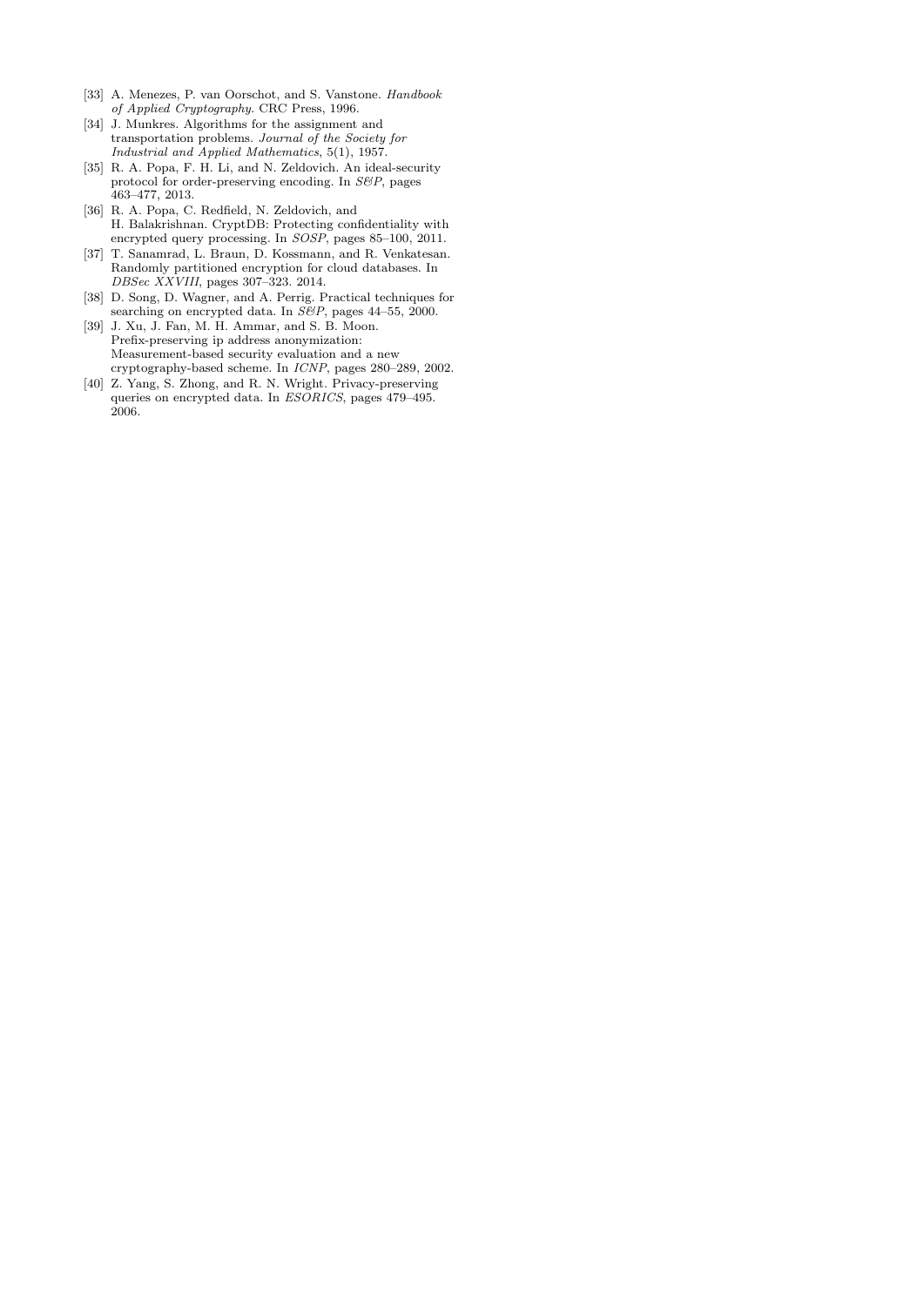- [33] A. Menezes, P. van Oorschot, and S. Vanstone. *Handbook of Applied Cryptography*. CRC Press, 1996.
- [34] J. Munkres. Algorithms for the assignment and transportation problems. *Journal of the Society for Industrial and Applied Mathematics*, 5(1), 1957.
- [35] R. A. Popa, F. H. Li, and N. Zeldovich. An ideal-security protocol for order-preserving encoding. In *S&P*, pages 463–477, 2013.
- [36] R. A. Popa, C. Redfield, N. Zeldovich, and H. Balakrishnan. CryptDB: Protecting confidentiality with encrypted query processing. In *SOSP*, pages 85–100, 2011.
- [37] T. Sanamrad, L. Braun, D. Kossmann, and R. Venkatesan. Randomly partitioned encryption for cloud databases. In *DBSec XXVIII*, pages 307–323. 2014.
- [38] D. Song, D. Wagner, and A. Perrig. Practical techniques for searching on encrypted data. In *S&P*, pages 44–55, 2000.
- [39] J. Xu, J. Fan, M. H. Ammar, and S. B. Moon. Prefix-preserving ip address anonymization: Measurement-based security evaluation and a new cryptography-based scheme. In *ICNP*, pages 280–289, 2002.
- [40] Z. Yang, S. Zhong, and R. N. Wright. Privacy-preserving queries on encrypted data. In *ESORICS*, pages 479–495. 2006.